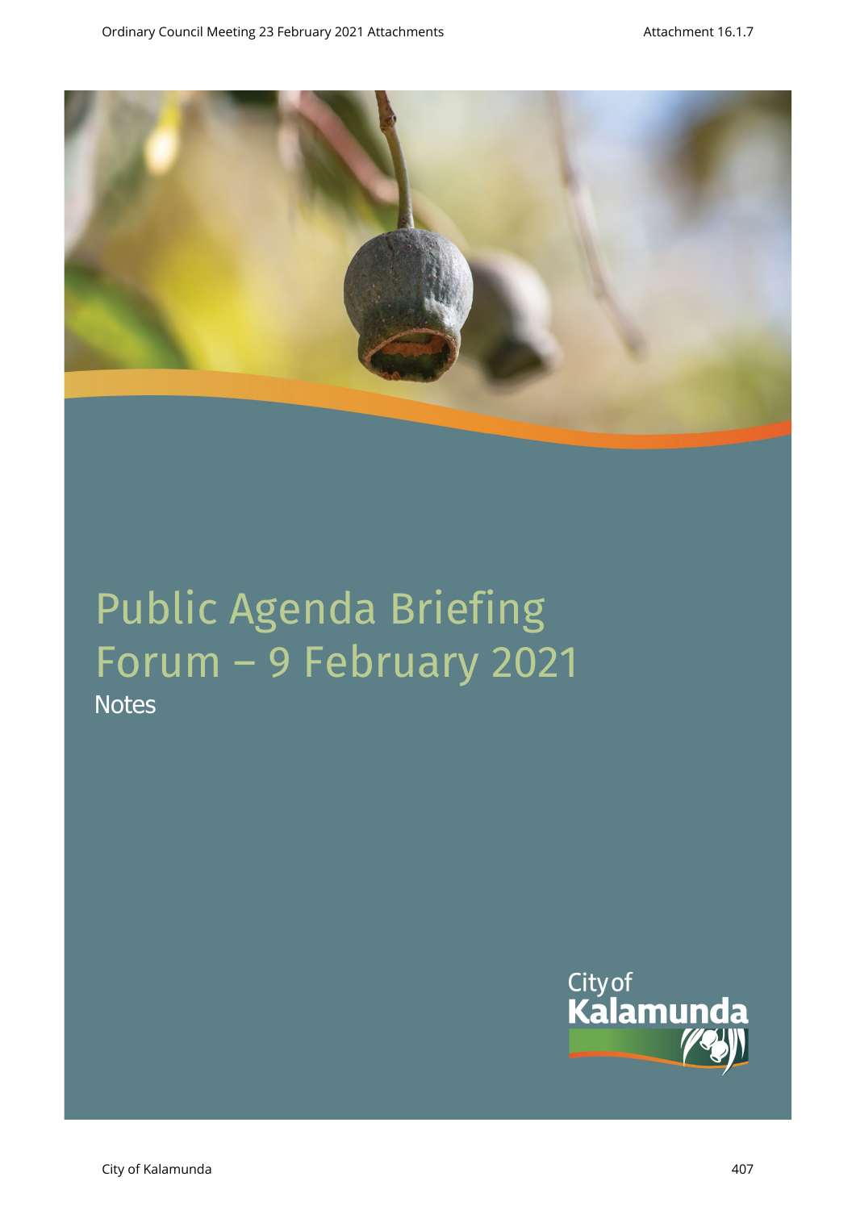# Public Agenda Briefing Forum – 9 February 2021

Notes

City of Kalamunda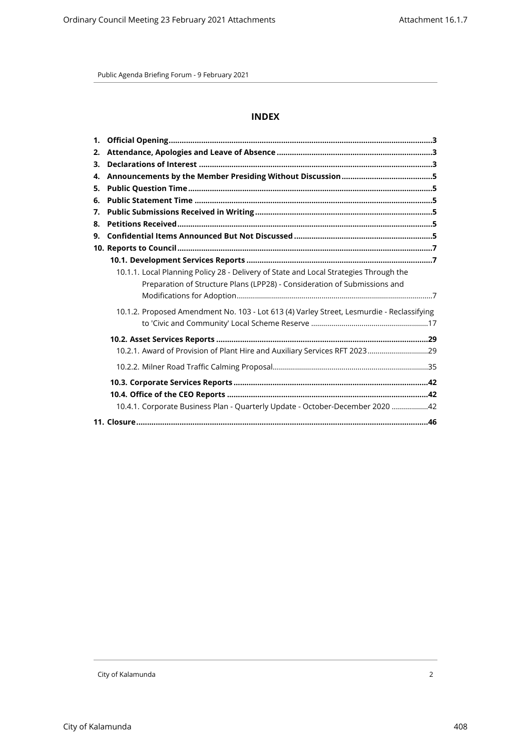## INDEX

1. **Official Opening** ... 3
2. **Attendance, Apologies and Leave of Absence** ... 3
3. **Declarations of Interest** ... 3
4. **Announcements by the Member Presiding Without Discussion** ... 5
5. **Public Question Time** ... 5
6. **Public Statement Time** ... 5
7. **Public Submissions Received in Writing** ... 5
8. **Petitions Received** ... 5
9. **Confidential Items Announced But Not Discussed** ... 5
10. **Reports to Council** ... 7
    - **10.1. Development Services Reports** ... 7
        - 10.1.1. Local Planning Policy 28 - Delivery of State and Local Strategies Through the Preparation of Structure Plans (LPP28) - Consideration of Submissions and Modifications for Adoption ... 7
        - 10.1.2. Proposed Amendment No. 103 - Lot 613 (4) Varley Street, Lesmurdie - Reclassifying to 'Civic and Community' Local Scheme Reserve ... 17
    - **10.2. Asset Services Reports** ... 29
        - 10.2.1. Award of Provision of Plant Hire and Auxiliary Services RFT 2023 ... 29
        - 10.2.2. Milner Road Traffic Calming Proposal ... 35
    - **10.3. Corporate Services Reports** ... 42
    - **10.4. Office of the CEO Reports** ... 42
        - 10.4.1. Corporate Business Plan - Quarterly Update - October-December 2020 ... 42
11. **Closure** ... 46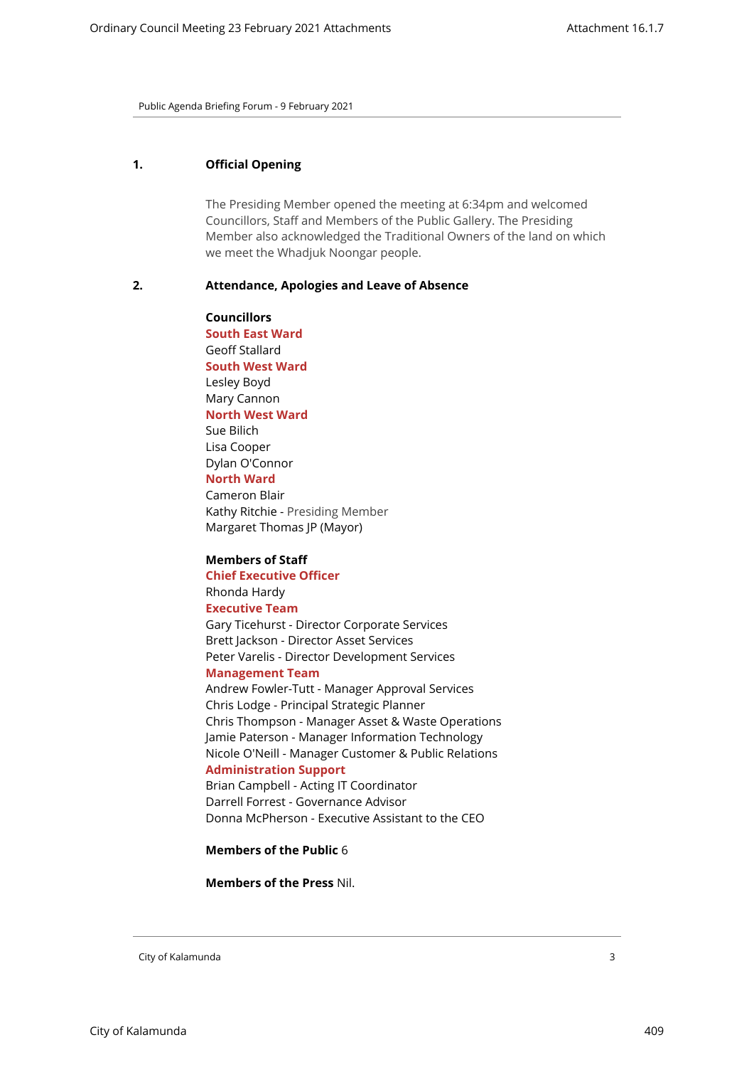## 1. Official Opening

The Presiding Member opened the meeting at 6:34pm and welcomed Councillors, Staff and Members of the Public Gallery. The Presiding Member also acknowledged the Traditional Owners of the land on which we meet the Whadjuk Noongar people.

## 2. Attendance, Apologies and Leave of Absence

**Councillors**

**South East Ward**
Geoff Stallard

**South West Ward**
Lesley Boyd
Mary Cannon

**North West Ward**
Sue Bilich
Lisa Cooper
Dylan O'Connor

**North Ward**
Cameron Blair
Kathy Ritchie - Presiding Member
Margaret Thomas JP (Mayor)

**Members of Staff**

**Chief Executive Officer**
Rhonda Hardy

**Executive Team**
Gary Ticehurst - Director Corporate Services
Brett Jackson - Director Asset Services
Peter Varelis - Director Development Services

**Management Team**
Andrew Fowler-Tutt - Manager Approval Services
Chris Lodge - Principal Strategic Planner
Chris Thompson - Manager Asset & Waste Operations
Jamie Paterson - Manager Information Technology
Nicole O'Neill - Manager Customer & Public Relations

**Administration Support**
Brian Campbell - Acting IT Coordinator
Darrell Forrest - Governance Advisor
Donna McPherson - Executive Assistant to the CEO

**Members of the Public** 6

**Members of the Press** Nil.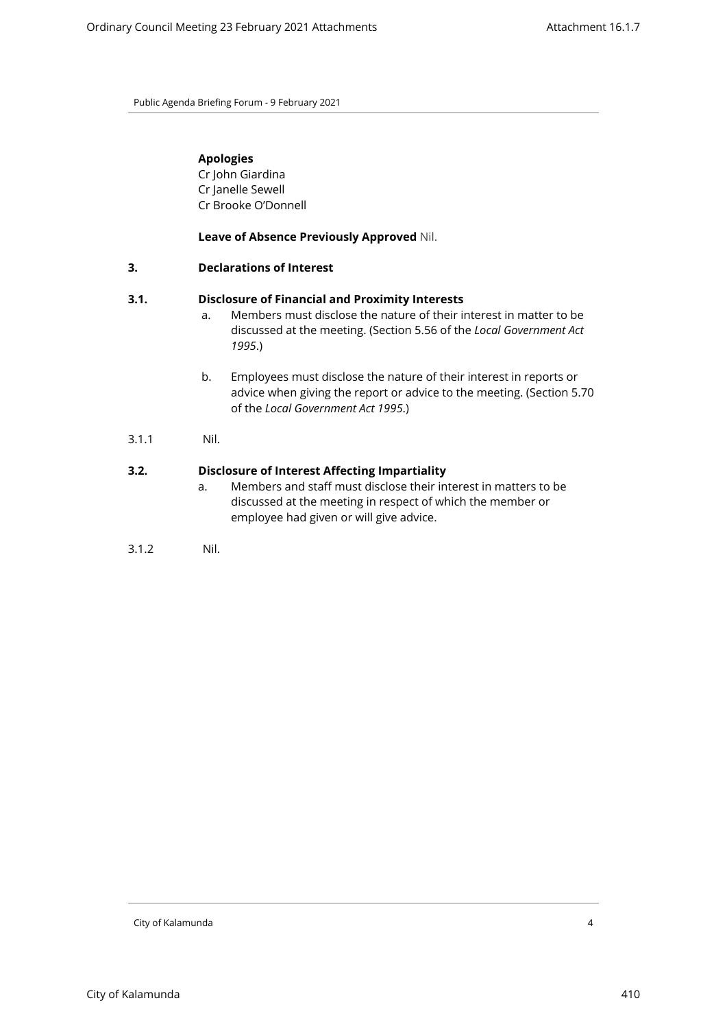**Apologies**
Cr John Giardina
Cr Janelle Sewell
Cr Brooke O'Donnell

**Leave of Absence Previously Approved** Nil.

## 3. Declarations of Interest

### 3.1. Disclosure of Financial and Proximity Interests

a. Members must disclose the nature of their interest in matter to be discussed at the meeting. (Section 5.56 of the *Local Government Act 1995*.)

b. Employees must disclose the nature of their interest in reports or advice when giving the report or advice to the meeting. (Section 5.70 of the *Local Government Act 1995*.)

3.1.1 Nil.

### 3.2. Disclosure of Interest Affecting Impartiality

a. Members and staff must disclose their interest in matters to be discussed at the meeting in respect of which the member or employee had given or will give advice.

3.1.2 Nil.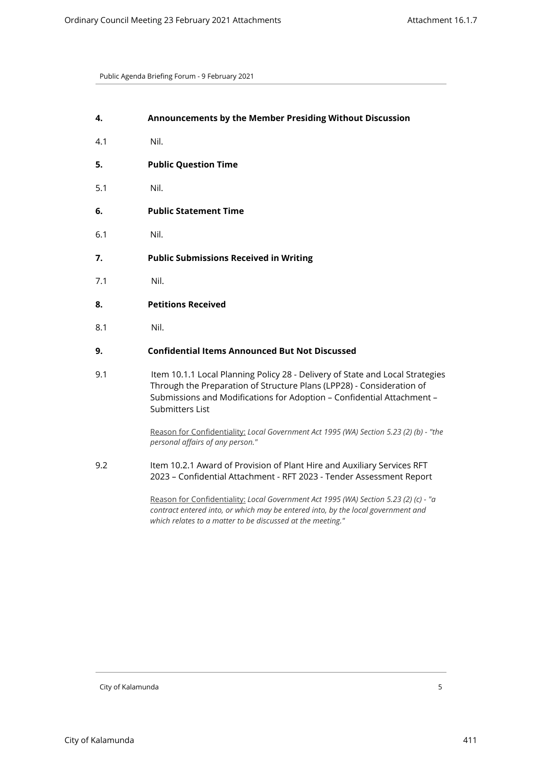## 4. Announcements by the Member Presiding Without Discussion

4.1 Nil.

## 5. Public Question Time

5.1 Nil.

## 6. Public Statement Time

6.1 Nil.

## 7. Public Submissions Received in Writing

7.1 Nil.

## 8. Petitions Received

8.1 Nil.

## 9. Confidential Items Announced But Not Discussed

9.1 Item 10.1.1 Local Planning Policy 28 - Delivery of State and Local Strategies Through the Preparation of Structure Plans (LPP28) - Consideration of Submissions and Modifications for Adoption – Confidential Attachment – Submitters List

Reason for Confidentiality: *Local Government Act 1995 (WA) Section 5.23 (2) (b) - "the personal affairs of any person."*

9.2 Item 10.2.1 Award of Provision of Plant Hire and Auxiliary Services RFT 2023 – Confidential Attachment - RFT 2023 - Tender Assessment Report

Reason for Confidentiality: *Local Government Act 1995 (WA) Section 5.23 (2) (c) - "a contract entered into, or which may be entered into, by the local government and which relates to a matter to be discussed at the meeting."*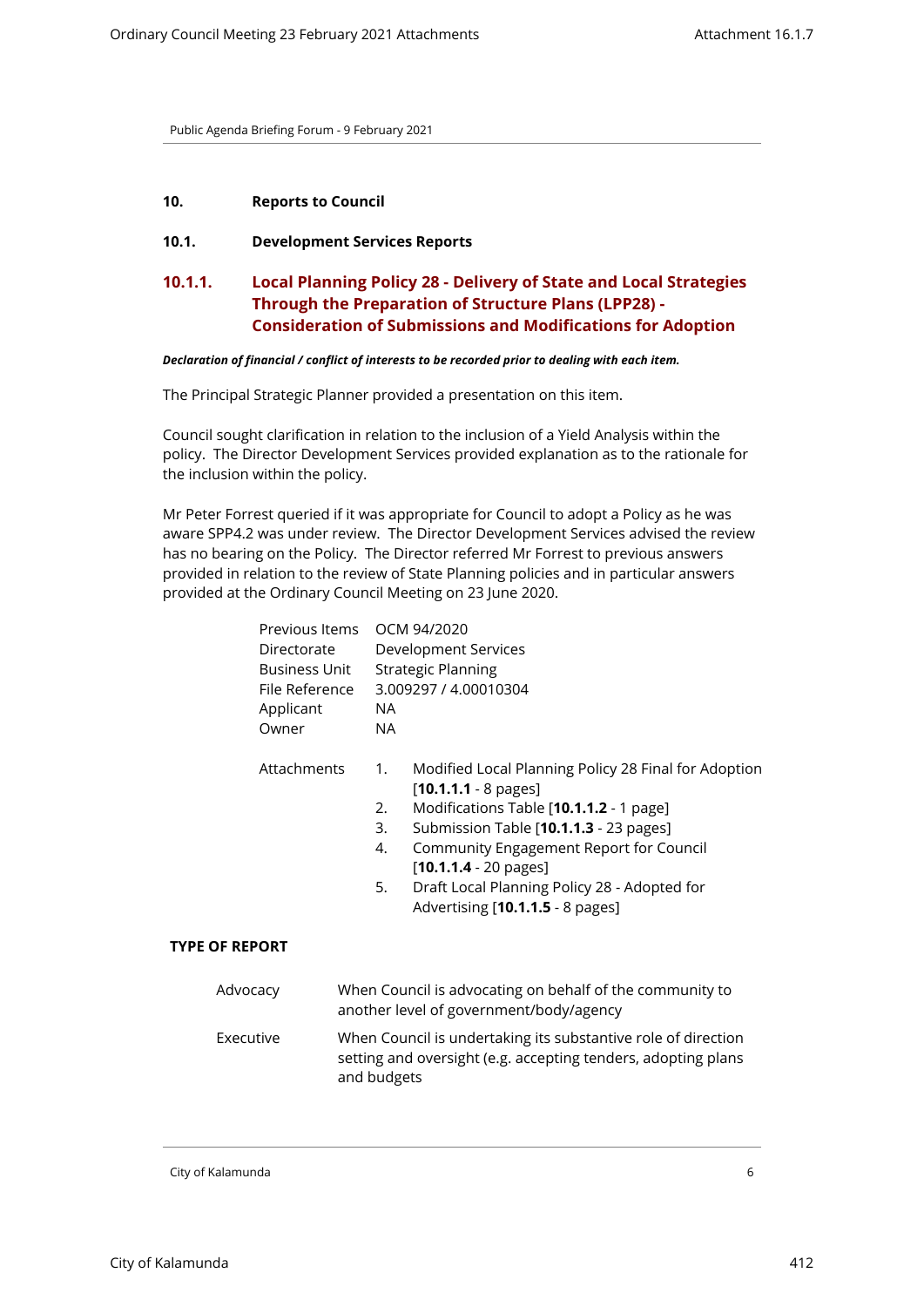Public Agenda Briefing Forum - 9 February 2021

## 10. Reports to Council

### 10.1. Development Services Reports

### 10.1.1. Local Planning Policy 28 - Delivery of State and Local Strategies Through the Preparation of Structure Plans (LPP28) - Consideration of Submissions and Modifications for Adoption

***Declaration of financial / conflict of interests to be recorded prior to dealing with each item.***

The Principal Strategic Planner provided a presentation on this item.

Council sought clarification in relation to the inclusion of a Yield Analysis within the policy. The Director Development Services provided explanation as to the rationale for the inclusion within the policy.

Mr Peter Forrest queried if it was appropriate for Council to adopt a Policy as he was aware SPP4.2 was under review. The Director Development Services advised the review has no bearing on the Policy. The Director referred Mr Forrest to previous answers provided in relation to the review of State Planning policies and in particular answers provided at the Ordinary Council Meeting on 23 June 2020.

| | |
|---|---|
| Previous Items | OCM 94/2020 |
| Directorate | Development Services |
| Business Unit | Strategic Planning |
| File Reference | 3.009297 / 4.00010304 |
| Applicant | NA |
| Owner | NA |

Attachments

1. Modified Local Planning Policy 28 Final for Adoption [**10.1.1.1** - 8 pages]
2. Modifications Table [**10.1.1.2** - 1 page]
3. Submission Table [**10.1.1.3** - 23 pages]
4. Community Engagement Report for Council [**10.1.1.4** - 20 pages]
5. Draft Local Planning Policy 28 - Adopted for Advertising [**10.1.1.5** - 8 pages]

**TYPE OF REPORT**

| | |
|---|---|
| Advocacy | When Council is advocating on behalf of the community to another level of government/body/agency |
| Executive | When Council is undertaking its substantive role of direction setting and oversight (e.g. accepting tenders, adopting plans and budgets |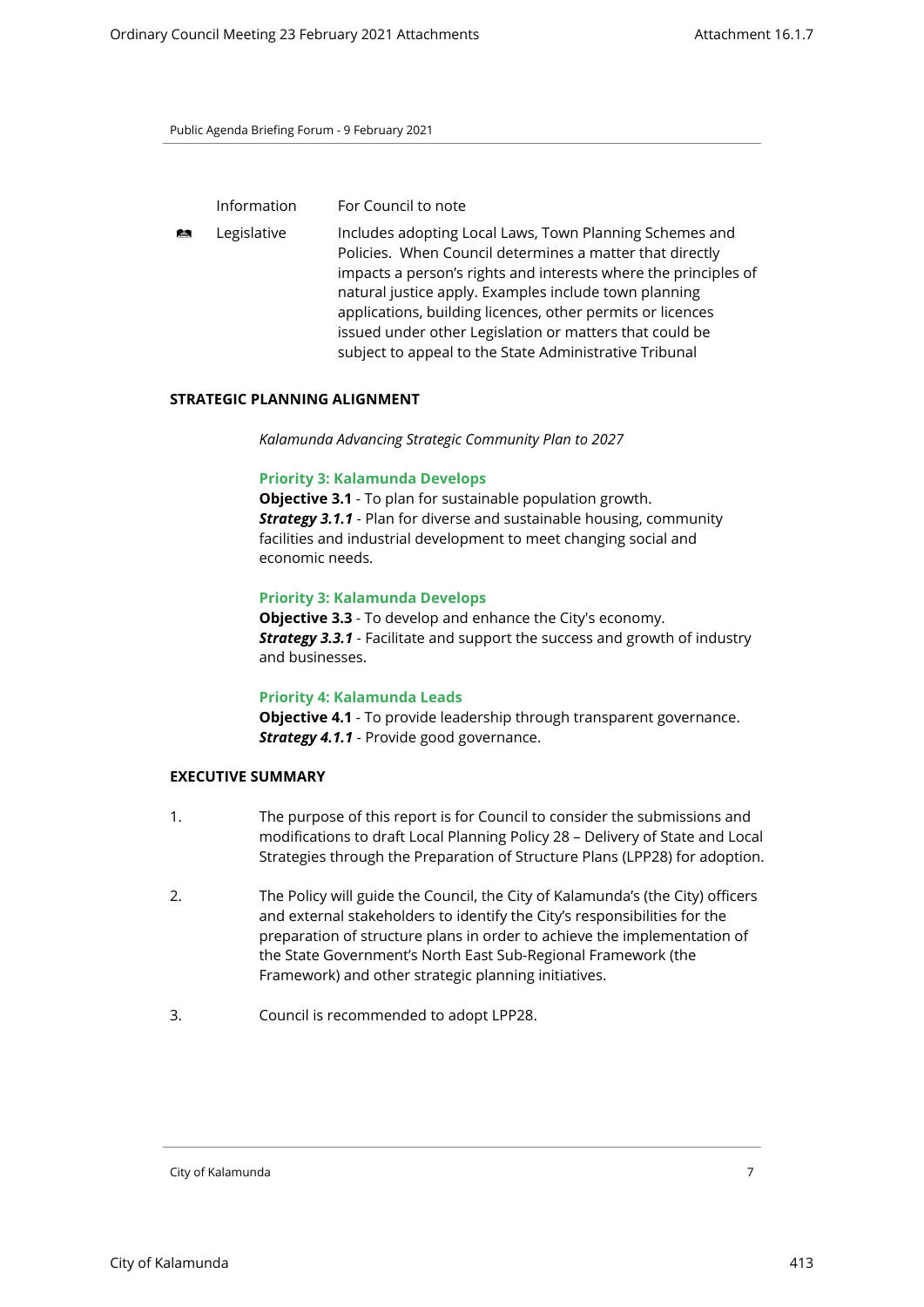| | | |
|---|---|---|
| | Information | For Council to note |
| | Legislative | Includes adopting Local Laws, Town Planning Schemes and Policies. When Council determines a matter that directly impacts a person's rights and interests where the principles of natural justice apply. Examples include town planning applications, building licences, other permits or licences issued under other Legislation or matters that could be subject to appeal to the State Administrative Tribunal |

**STRATEGIC PLANNING ALIGNMENT**

*Kalamunda Advancing Strategic Community Plan to 2027*

**Priority 3: Kalamunda Develops**
**Objective 3.1** - To plan for sustainable population growth.
***Strategy 3.1.1*** - Plan for diverse and sustainable housing, community facilities and industrial development to meet changing social and economic needs.

**Priority 3: Kalamunda Develops**
**Objective 3.3** - To develop and enhance the City's economy.
***Strategy 3.3.1*** - Facilitate and support the success and growth of industry and businesses.

**Priority 4: Kalamunda Leads**
**Objective 4.1** - To provide leadership through transparent governance.
***Strategy 4.1.1*** - Provide good governance.

**EXECUTIVE SUMMARY**

1. The purpose of this report is for Council to consider the submissions and modifications to draft Local Planning Policy 28 – Delivery of State and Local Strategies through the Preparation of Structure Plans (LPP28) for adoption.

2. The Policy will guide the Council, the City of Kalamunda's (the City) officers and external stakeholders to identify the City's responsibilities for the preparation of structure plans in order to achieve the implementation of the State Government's North East Sub-Regional Framework (the Framework) and other strategic planning initiatives.

3. Council is recommended to adopt LPP28.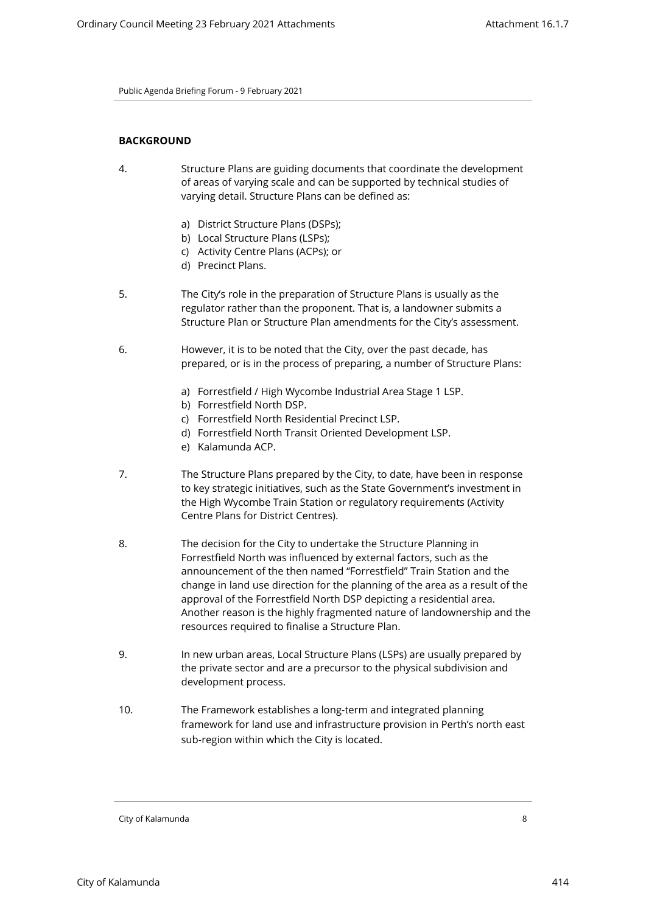## BACKGROUND

4. Structure Plans are guiding documents that coordinate the development of areas of varying scale and can be supported by technical studies of varying detail. Structure Plans can be defined as:

   a) District Structure Plans (DSPs);
   b) Local Structure Plans (LSPs);
   c) Activity Centre Plans (ACPs); or
   d) Precinct Plans.

5. The City's role in the preparation of Structure Plans is usually as the regulator rather than the proponent. That is, a landowner submits a Structure Plan or Structure Plan amendments for the City's assessment.

6. However, it is to be noted that the City, over the past decade, has prepared, or is in the process of preparing, a number of Structure Plans:

   a) Forrestfield / High Wycombe Industrial Area Stage 1 LSP.
   b) Forrestfield North DSP.
   c) Forrestfield North Residential Precinct LSP.
   d) Forrestfield North Transit Oriented Development LSP.
   e) Kalamunda ACP.

7. The Structure Plans prepared by the City, to date, have been in response to key strategic initiatives, such as the State Government's investment in the High Wycombe Train Station or regulatory requirements (Activity Centre Plans for District Centres).

8. The decision for the City to undertake the Structure Planning in Forrestfield North was influenced by external factors, such as the announcement of the then named "Forrestfield" Train Station and the change in land use direction for the planning of the area as a result of the approval of the Forrestfield North DSP depicting a residential area. Another reason is the highly fragmented nature of landownership and the resources required to finalise a Structure Plan.

9. In new urban areas, Local Structure Plans (LSPs) are usually prepared by the private sector and are a precursor to the physical subdivision and development process.

10. The Framework establishes a long-term and integrated planning framework for land use and infrastructure provision in Perth's north east sub-region within which the City is located.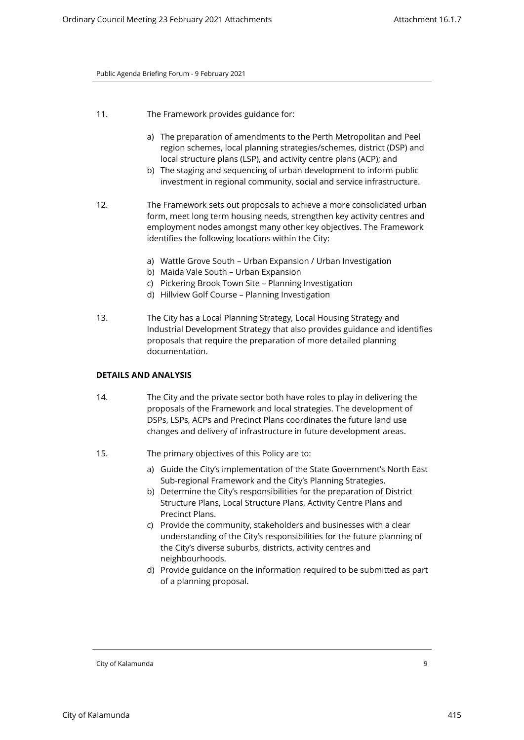11. The Framework provides guidance for:

    a) The preparation of amendments to the Perth Metropolitan and Peel region schemes, local planning strategies/schemes, district (DSP) and local structure plans (LSP), and activity centre plans (ACP); and
    b) The staging and sequencing of urban development to inform public investment in regional community, social and service infrastructure.

12. The Framework sets out proposals to achieve a more consolidated urban form, meet long term housing needs, strengthen key activity centres and employment nodes amongst many other key objectives. The Framework identifies the following locations within the City:

    a) Wattle Grove South – Urban Expansion / Urban Investigation
    b) Maida Vale South – Urban Expansion
    c) Pickering Brook Town Site – Planning Investigation
    d) Hillview Golf Course – Planning Investigation

13. The City has a Local Planning Strategy, Local Housing Strategy and Industrial Development Strategy that also provides guidance and identifies proposals that require the preparation of more detailed planning documentation.

**DETAILS AND ANALYSIS**

14. The City and the private sector both have roles to play in delivering the proposals of the Framework and local strategies. The development of DSPs, LSPs, ACPs and Precinct Plans coordinates the future land use changes and delivery of infrastructure in future development areas.

15. The primary objectives of this Policy are to:

    a) Guide the City's implementation of the State Government's North East Sub-regional Framework and the City's Planning Strategies.
    b) Determine the City's responsibilities for the preparation of District Structure Plans, Local Structure Plans, Activity Centre Plans and Precinct Plans.
    c) Provide the community, stakeholders and businesses with a clear understanding of the City's responsibilities for the future planning of the City's diverse suburbs, districts, activity centres and neighbourhoods.
    d) Provide guidance on the information required to be submitted as part of a planning proposal.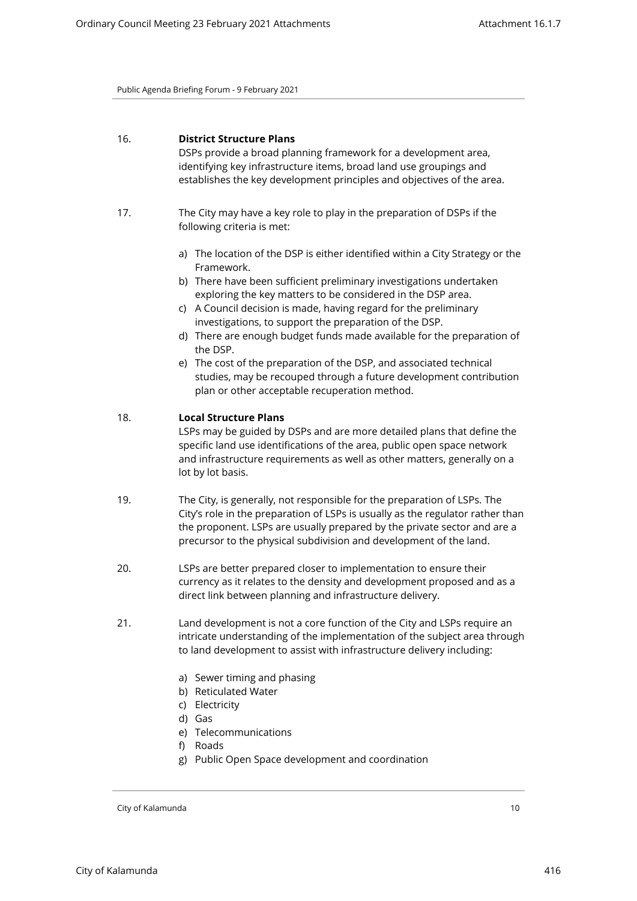16. **District Structure Plans**
DSPs provide a broad planning framework for a development area, identifying key infrastructure items, broad land use groupings and establishes the key development principles and objectives of the area.

17. The City may have a key role to play in the preparation of DSPs if the following criteria is met:

    a) The location of the DSP is either identified within a City Strategy or the Framework.
    b) There have been sufficient preliminary investigations undertaken exploring the key matters to be considered in the DSP area.
    c) A Council decision is made, having regard for the preliminary investigations, to support the preparation of the DSP.
    d) There are enough budget funds made available for the preparation of the DSP.
    e) The cost of the preparation of the DSP, and associated technical studies, may be recouped through a future development contribution plan or other acceptable recuperation method.

18. **Local Structure Plans**
LSPs may be guided by DSPs and are more detailed plans that define the specific land use identifications of the area, public open space network and infrastructure requirements as well as other matters, generally on a lot by lot basis.

19. The City, is generally, not responsible for the preparation of LSPs. The City's role in the preparation of LSPs is usually as the regulator rather than the proponent. LSPs are usually prepared by the private sector and are a precursor to the physical subdivision and development of the land.

20. LSPs are better prepared closer to implementation to ensure their currency as it relates to the density and development proposed and as a direct link between planning and infrastructure delivery.

21. Land development is not a core function of the City and LSPs require an intricate understanding of the implementation of the subject area through to land development to assist with infrastructure delivery including:

    a) Sewer timing and phasing
    b) Reticulated Water
    c) Electricity
    d) Gas
    e) Telecommunications
    f) Roads
    g) Public Open Space development and coordination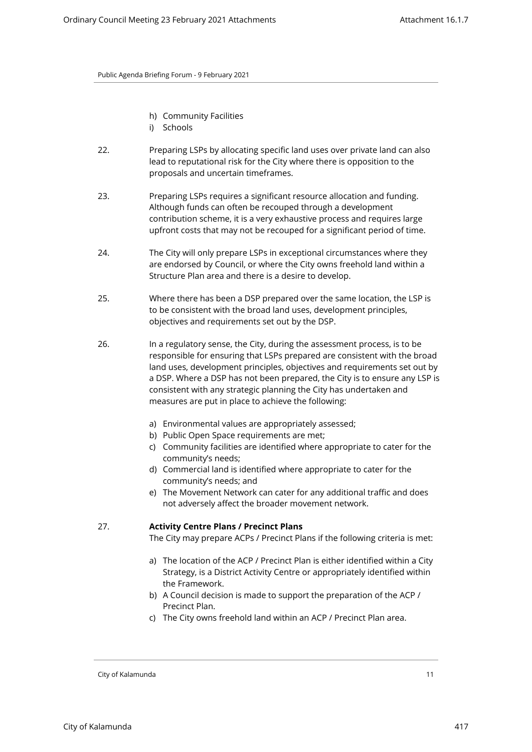h) Community Facilities
i) Schools

22. Preparing LSPs by allocating specific land uses over private land can also lead to reputational risk for the City where there is opposition to the proposals and uncertain timeframes.

23. Preparing LSPs requires a significant resource allocation and funding. Although funds can often be recouped through a development contribution scheme, it is a very exhaustive process and requires large upfront costs that may not be recouped for a significant period of time.

24. The City will only prepare LSPs in exceptional circumstances where they are endorsed by Council, or where the City owns freehold land within a Structure Plan area and there is a desire to develop.

25. Where there has been a DSP prepared over the same location, the LSP is to be consistent with the broad land uses, development principles, objectives and requirements set out by the DSP.

26. In a regulatory sense, the City, during the assessment process, is to be responsible for ensuring that LSPs prepared are consistent with the broad land uses, development principles, objectives and requirements set out by a DSP. Where a DSP has not been prepared, the City is to ensure any LSP is consistent with any strategic planning the City has undertaken and measures are put in place to achieve the following:

   a) Environmental values are appropriately assessed;
   b) Public Open Space requirements are met;
   c) Community facilities are identified where appropriate to cater for the community's needs;
   d) Commercial land is identified where appropriate to cater for the community's needs; and
   e) The Movement Network can cater for any additional traffic and does not adversely affect the broader movement network.

27. **Activity Centre Plans / Precinct Plans**

    The City may prepare ACPs / Precinct Plans if the following criteria is met:

   a) The location of the ACP / Precinct Plan is either identified within a City Strategy, is a District Activity Centre or appropriately identified within the Framework.
   b) A Council decision is made to support the preparation of the ACP / Precinct Plan.
   c) The City owns freehold land within an ACP / Precinct Plan area.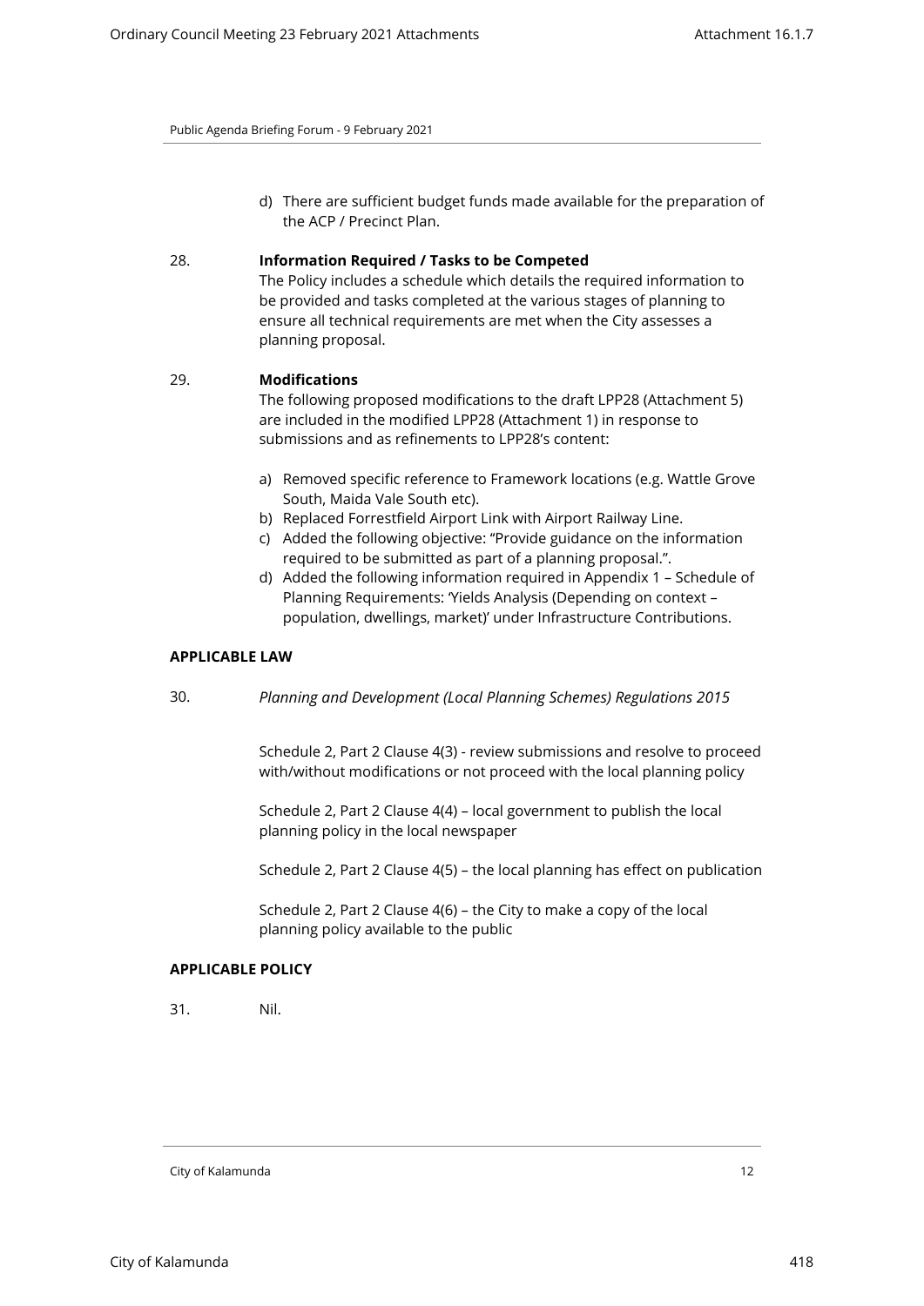d) There are sufficient budget funds made available for the preparation of the ACP / Precinct Plan.

28. **Information Required / Tasks to be Competed**

The Policy includes a schedule which details the required information to be provided and tasks completed at the various stages of planning to ensure all technical requirements are met when the City assesses a planning proposal.

29. **Modifications**

The following proposed modifications to the draft LPP28 (Attachment 5) are included in the modified LPP28 (Attachment 1) in response to submissions and as refinements to LPP28's content:

a) Removed specific reference to Framework locations (e.g. Wattle Grove South, Maida Vale South etc).
b) Replaced Forrestfield Airport Link with Airport Railway Line.
c) Added the following objective: "Provide guidance on the information required to be submitted as part of a planning proposal.".
d) Added the following information required in Appendix 1 – Schedule of Planning Requirements: 'Yields Analysis (Depending on context – population, dwellings, market)' under Infrastructure Contributions.

**APPLICABLE LAW**

30. *Planning and Development (Local Planning Schemes) Regulations 2015*

Schedule 2, Part 2 Clause 4(3) - review submissions and resolve to proceed with/without modifications or not proceed with the local planning policy

Schedule 2, Part 2 Clause 4(4) – local government to publish the local planning policy in the local newspaper

Schedule 2, Part 2 Clause 4(5) – the local planning has effect on publication

Schedule 2, Part 2 Clause 4(6) – the City to make a copy of the local planning policy available to the public

**APPLICABLE POLICY**

31. Nil.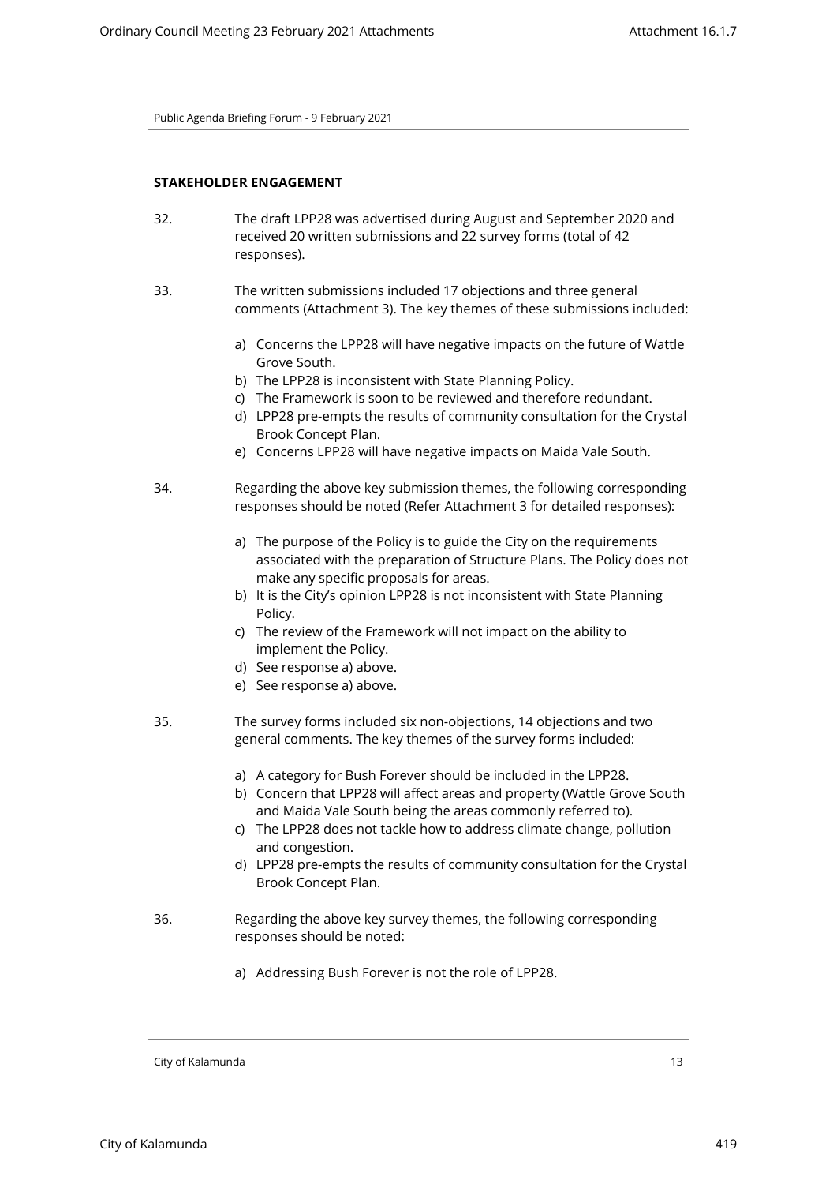## STAKEHOLDER ENGAGEMENT

32. The draft LPP28 was advertised during August and September 2020 and received 20 written submissions and 22 survey forms (total of 42 responses).

33. The written submissions included 17 objections and three general comments (Attachment 3). The key themes of these submissions included:

    a) Concerns the LPP28 will have negative impacts on the future of Wattle Grove South.
    b) The LPP28 is inconsistent with State Planning Policy.
    c) The Framework is soon to be reviewed and therefore redundant.
    d) LPP28 pre-empts the results of community consultation for the Crystal Brook Concept Plan.
    e) Concerns LPP28 will have negative impacts on Maida Vale South.

34. Regarding the above key submission themes, the following corresponding responses should be noted (Refer Attachment 3 for detailed responses):

    a) The purpose of the Policy is to guide the City on the requirements associated with the preparation of Structure Plans. The Policy does not make any specific proposals for areas.
    b) It is the City's opinion LPP28 is not inconsistent with State Planning Policy.
    c) The review of the Framework will not impact on the ability to implement the Policy.
    d) See response a) above.
    e) See response a) above.

35. The survey forms included six non-objections, 14 objections and two general comments. The key themes of the survey forms included:

    a) A category for Bush Forever should be included in the LPP28.
    b) Concern that LPP28 will affect areas and property (Wattle Grove South and Maida Vale South being the areas commonly referred to).
    c) The LPP28 does not tackle how to address climate change, pollution and congestion.
    d) LPP28 pre-empts the results of community consultation for the Crystal Brook Concept Plan.

36. Regarding the above key survey themes, the following corresponding responses should be noted:

    a) Addressing Bush Forever is not the role of LPP28.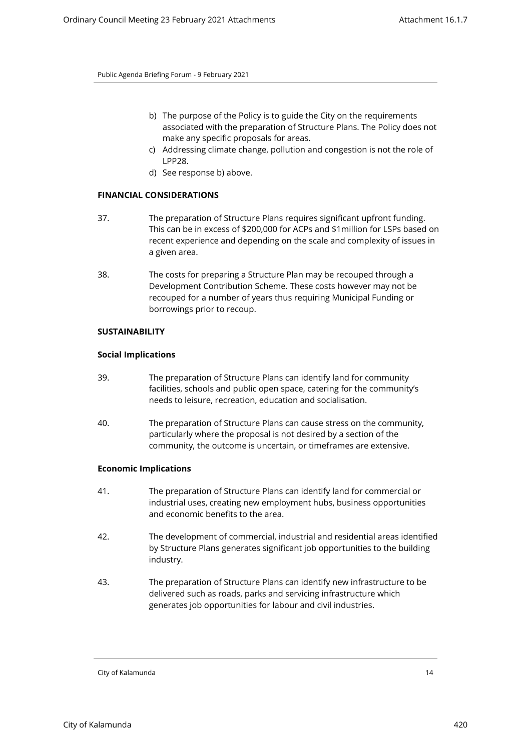b) The purpose of the Policy is to guide the City on the requirements associated with the preparation of Structure Plans. The Policy does not make any specific proposals for areas.
c) Addressing climate change, pollution and congestion is not the role of LPP28.
d) See response b) above.

**FINANCIAL CONSIDERATIONS**

37. The preparation of Structure Plans requires significant upfront funding. This can be in excess of $200,000 for ACPs and $1million for LSPs based on recent experience and depending on the scale and complexity of issues in a given area.

38. The costs for preparing a Structure Plan may be recouped through a Development Contribution Scheme. These costs however may not be recouped for a number of years thus requiring Municipal Funding or borrowings prior to recoup.

**SUSTAINABILITY**

**Social Implications**

39. The preparation of Structure Plans can identify land for community facilities, schools and public open space, catering for the community's needs to leisure, recreation, education and socialisation.

40. The preparation of Structure Plans can cause stress on the community, particularly where the proposal is not desired by a section of the community, the outcome is uncertain, or timeframes are extensive.

**Economic Implications**

41. The preparation of Structure Plans can identify land for commercial or industrial uses, creating new employment hubs, business opportunities and economic benefits to the area.

42. The development of commercial, industrial and residential areas identified by Structure Plans generates significant job opportunities to the building industry.

43. The preparation of Structure Plans can identify new infrastructure to be delivered such as roads, parks and servicing infrastructure which generates job opportunities for labour and civil industries.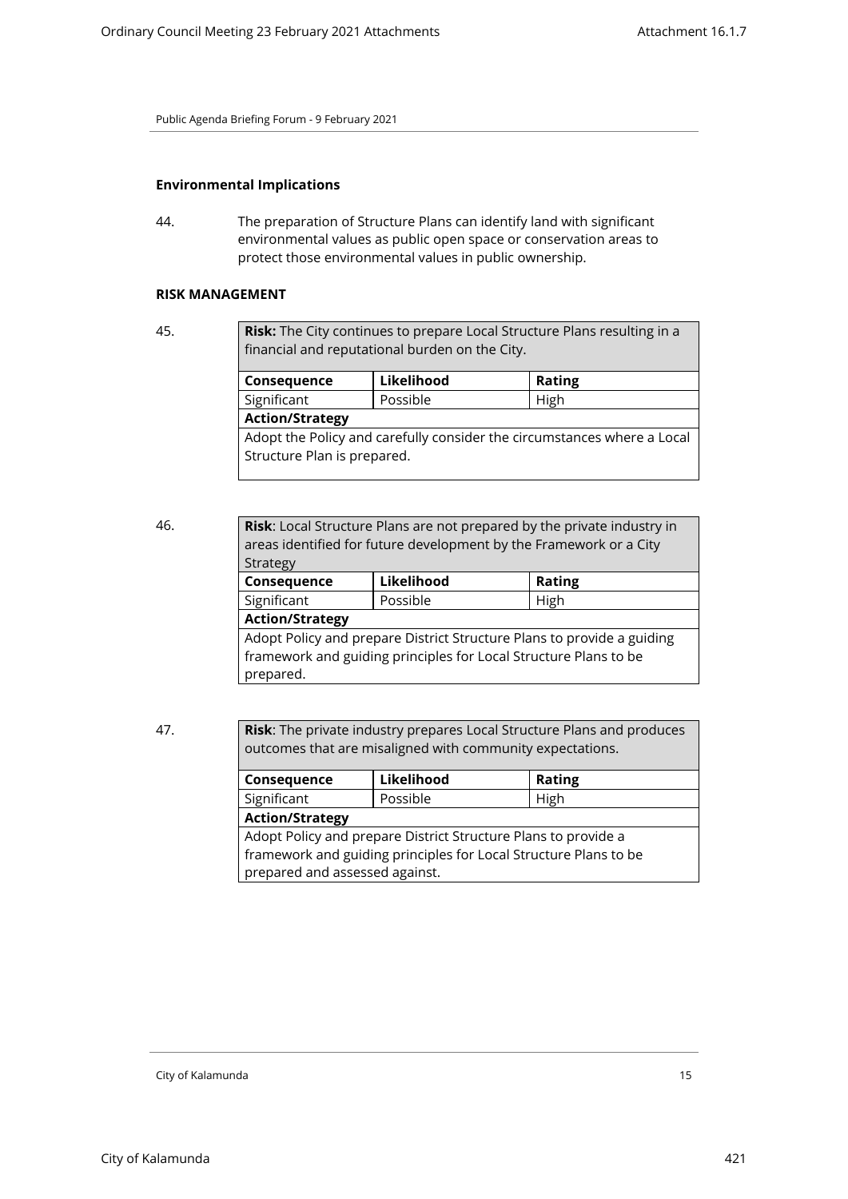**Environmental Implications**

44. The preparation of Structure Plans can identify land with significant environmental values as public open space or conservation areas to protect those environmental values in public ownership.

**RISK MANAGEMENT**

45.

| **Risk:** The City continues to prepare Local Structure Plans resulting in a financial and reputational burden on the City. | | |
|---|---|---|
| **Consequence** | **Likelihood** | **Rating** |
| Significant | Possible | High |
| **Action/Strategy** | | |
| Adopt the Policy and carefully consider the circumstances where a Local Structure Plan is prepared. | | |

46.

| **Risk**: Local Structure Plans are not prepared by the private industry in areas identified for future development by the Framework or a City Strategy | | |
|---|---|---|
| **Consequence** | **Likelihood** | **Rating** |
| Significant | Possible | High |
| **Action/Strategy** | | |
| Adopt Policy and prepare District Structure Plans to provide a guiding framework and guiding principles for Local Structure Plans to be prepared. | | |

47.

| **Risk**: The private industry prepares Local Structure Plans and produces outcomes that are misaligned with community expectations. | | |
|---|---|---|
| **Consequence** | **Likelihood** | **Rating** |
| Significant | Possible | High |
| **Action/Strategy** | | |
| Adopt Policy and prepare District Structure Plans to provide a framework and guiding principles for Local Structure Plans to be prepared and assessed against. | | |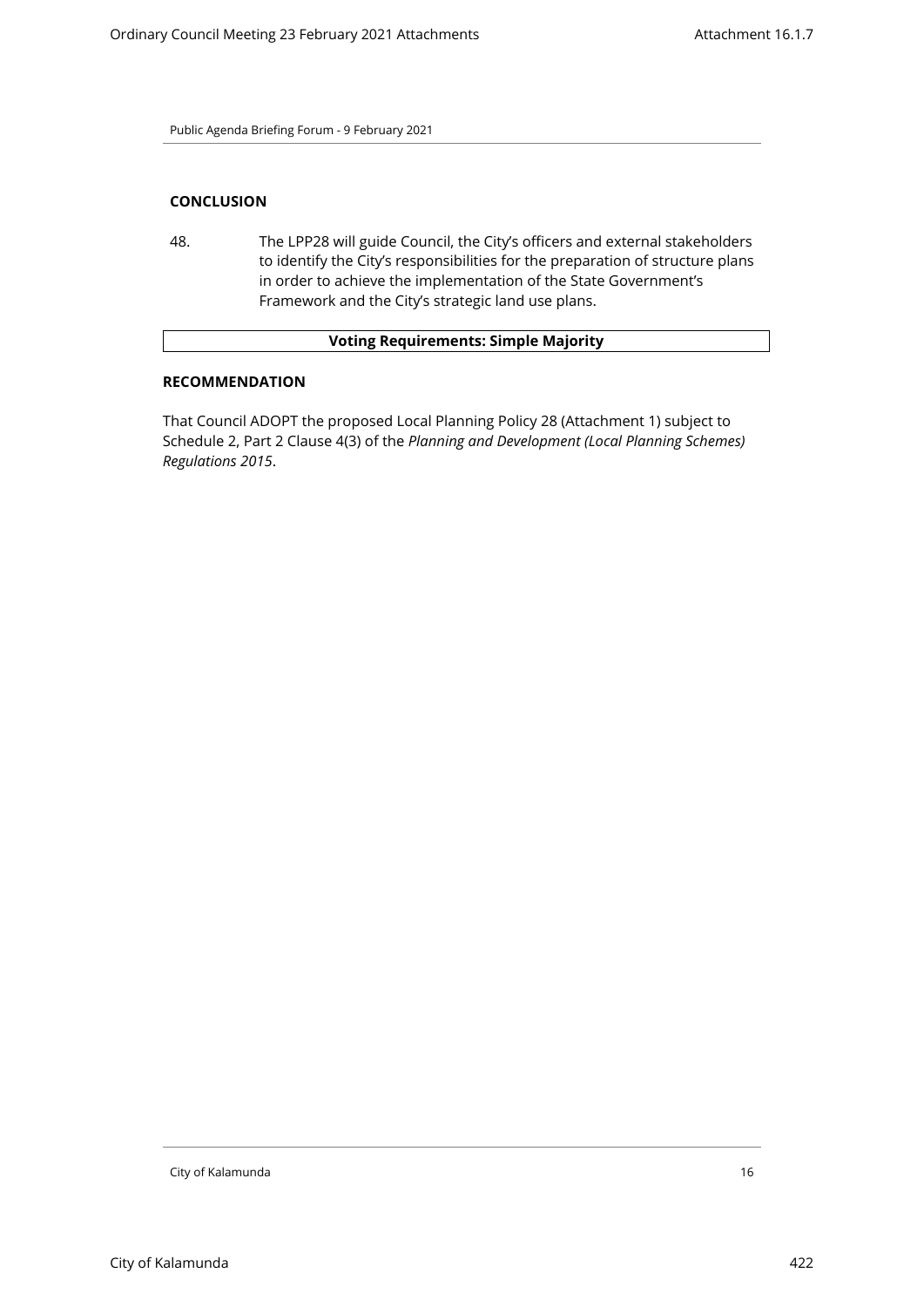## CONCLUSION

48. The LPP28 will guide Council, the City's officers and external stakeholders to identify the City's responsibilities for the preparation of structure plans in order to achieve the implementation of the State Government's Framework and the City's strategic land use plans.

| **Voting Requirements: Simple Majority** |
|---|

## RECOMMENDATION

That Council ADOPT the proposed Local Planning Policy 28 (Attachment 1) subject to Schedule 2, Part 2 Clause 4(3) of the *Planning and Development (Local Planning Schemes) Regulations 2015*.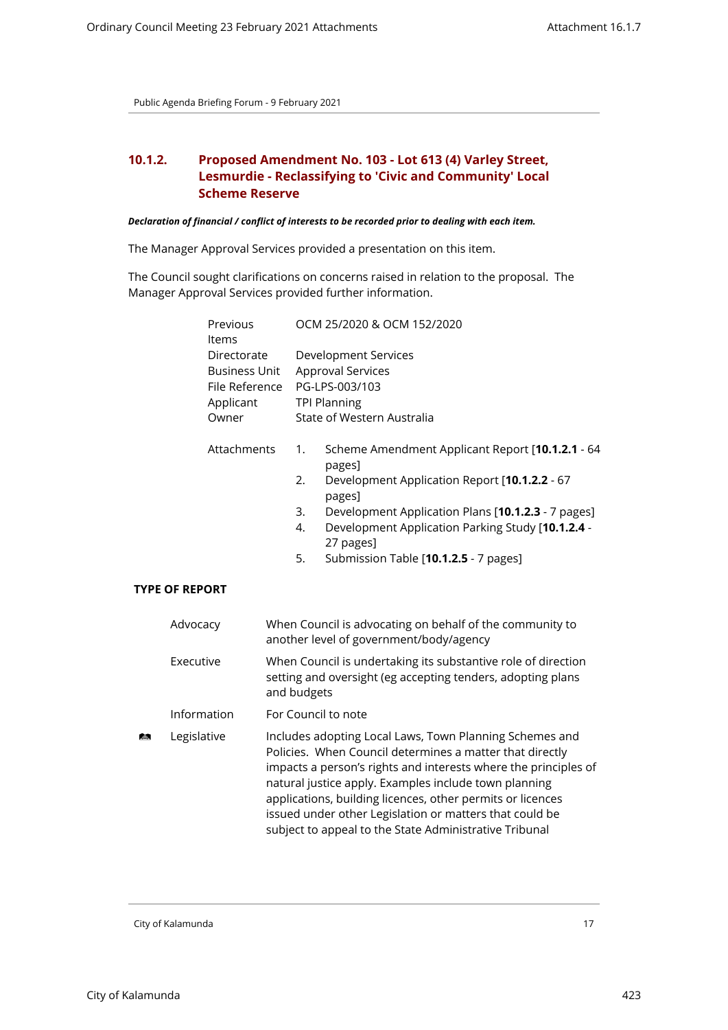Public Agenda Briefing Forum - 9 February 2021

## 10.1.2. Proposed Amendment No. 103 - Lot 613 (4) Varley Street, Lesmurdie - Reclassifying to 'Civic and Community' Local Scheme Reserve

***Declaration of financial / conflict of interests to be recorded prior to dealing with each item.***

The Manager Approval Services provided a presentation on this item.

The Council sought clarifications on concerns raised in relation to the proposal. The Manager Approval Services provided further information.

| | |
|---|---|
| Previous Items | OCM 25/2020 & OCM 152/2020 |
| Directorate | Development Services |
| Business Unit | Approval Services |
| File Reference | PG-LPS-003/103 |
| Applicant | TPI Planning |
| Owner | State of Western Australia |

Attachments

1. Scheme Amendment Applicant Report [**10.1.2.1** - 64 pages]
2. Development Application Report [**10.1.2.2** - 67 pages]
3. Development Application Plans [**10.1.2.3** - 7 pages]
4. Development Application Parking Study [**10.1.2.4** - 27 pages]
5. Submission Table [**10.1.2.5** - 7 pages]

**TYPE OF REPORT**

| | | |
|---|---|---|
| | Advocacy | When Council is advocating on behalf of the community to another level of government/body/agency |
| | Executive | When Council is undertaking its substantive role of direction setting and oversight (eg accepting tenders, adopting plans and budgets |
| | Information | For Council to note |
| ✓ | Legislative | Includes adopting Local Laws, Town Planning Schemes and Policies. When Council determines a matter that directly impacts a person's rights and interests where the principles of natural justice apply. Examples include town planning applications, building licences, other permits or licences issued under other Legislation or matters that could be subject to appeal to the State Administrative Tribunal |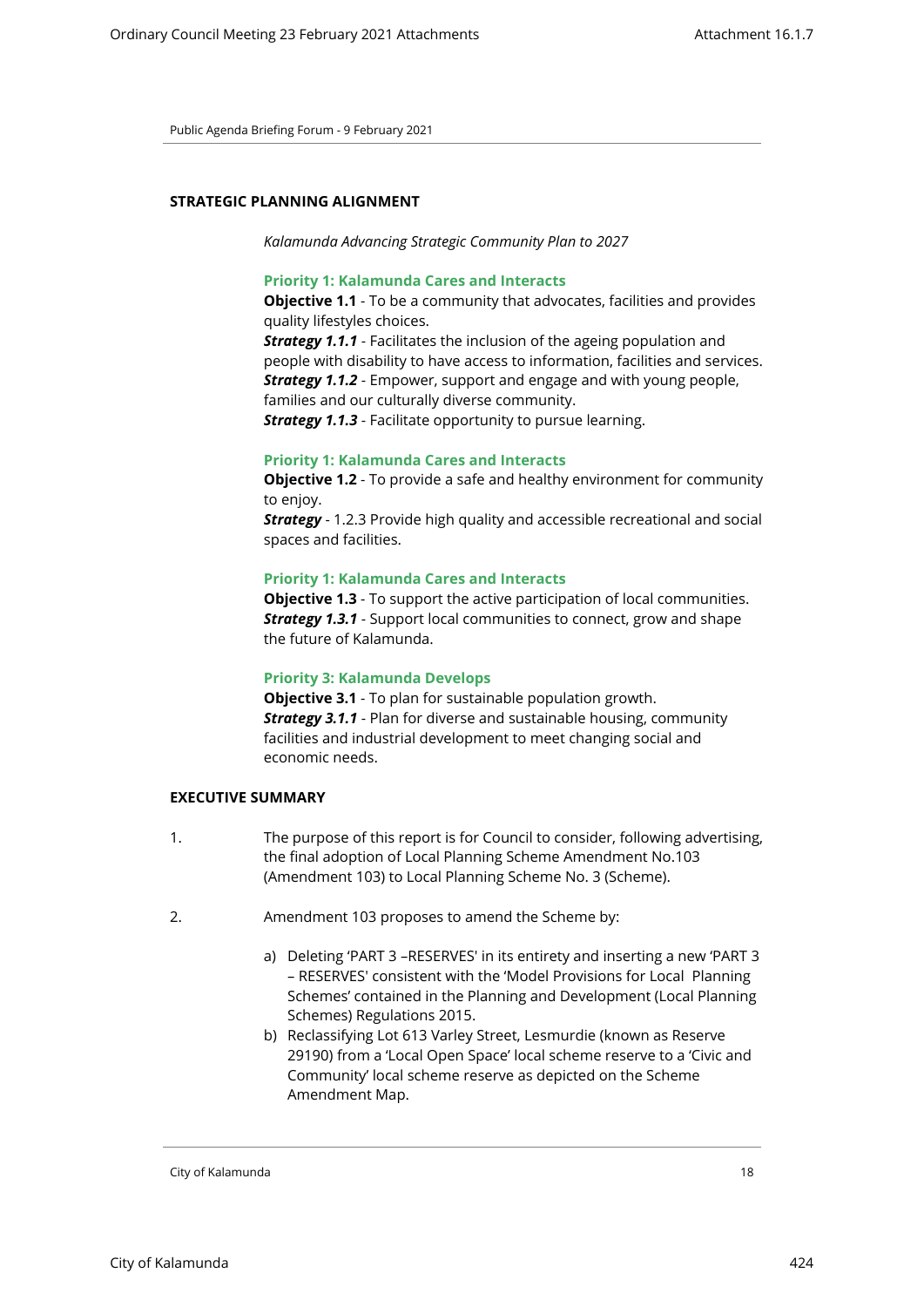## STRATEGIC PLANNING ALIGNMENT

*Kalamunda Advancing Strategic Community Plan to 2027*

**Priority 1: Kalamunda Cares and Interacts**
**Objective 1.1** - To be a community that advocates, facilities and provides quality lifestyles choices.
***Strategy 1.1.1*** - Facilitates the inclusion of the ageing population and people with disability to have access to information, facilities and services.
***Strategy 1.1.2*** - Empower, support and engage and with young people, families and our culturally diverse community.
***Strategy 1.1.3*** - Facilitate opportunity to pursue learning.

**Priority 1: Kalamunda Cares and Interacts**
**Objective 1.2** - To provide a safe and healthy environment for community to enjoy.
***Strategy*** - 1.2.3 Provide high quality and accessible recreational and social spaces and facilities.

**Priority 1: Kalamunda Cares and Interacts**
**Objective 1.3** - To support the active participation of local communities.
***Strategy 1.3.1*** - Support local communities to connect, grow and shape the future of Kalamunda.

**Priority 3: Kalamunda Develops**
**Objective 3.1** - To plan for sustainable population growth.
***Strategy 3.1.1*** - Plan for diverse and sustainable housing, community facilities and industrial development to meet changing social and economic needs.

## EXECUTIVE SUMMARY

1. The purpose of this report is for Council to consider, following advertising, the final adoption of Local Planning Scheme Amendment No.103 (Amendment 103) to Local Planning Scheme No. 3 (Scheme).

2. Amendment 103 proposes to amend the Scheme by:

   a) Deleting 'PART 3 –RESERVES' in its entirety and inserting a new 'PART 3 – RESERVES' consistent with the 'Model Provisions for Local Planning Schemes' contained in the Planning and Development (Local Planning Schemes) Regulations 2015.
   
   b) Reclassifying Lot 613 Varley Street, Lesmurdie (known as Reserve 29190) from a 'Local Open Space' local scheme reserve to a 'Civic and Community' local scheme reserve as depicted on the Scheme Amendment Map.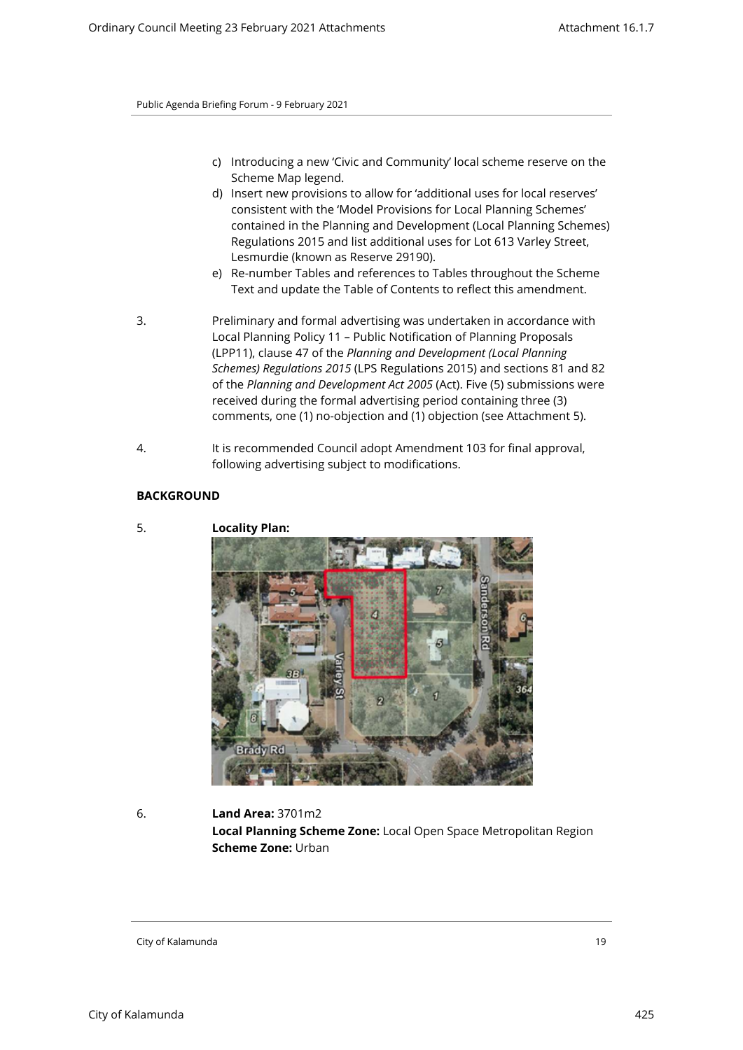c) Introducing a new 'Civic and Community' local scheme reserve on the Scheme Map legend.
d) Insert new provisions to allow for 'additional uses for local reserves' consistent with the 'Model Provisions for Local Planning Schemes' contained in the Planning and Development (Local Planning Schemes) Regulations 2015 and list additional uses for Lot 613 Varley Street, Lesmurdie (known as Reserve 29190).
e) Re-number Tables and references to Tables throughout the Scheme Text and update the Table of Contents to reflect this amendment.

3. Preliminary and formal advertising was undertaken in accordance with Local Planning Policy 11 – Public Notification of Planning Proposals (LPP11), clause 47 of the *Planning and Development (Local Planning Schemes) Regulations 2015* (LPS Regulations 2015) and sections 81 and 82 of the *Planning and Development Act 2005* (Act). Five (5) submissions were received during the formal advertising period containing three (3) comments, one (1) no-objection and (1) objection (see Attachment 5).

4. It is recommended Council adopt Amendment 103 for final approval, following advertising subject to modifications.

## BACKGROUND

5. **Locality Plan:**

6. **Land Area:** 3701m2
**Local Planning Scheme Zone:** Local Open Space Metropolitan Region
**Scheme Zone:** Urban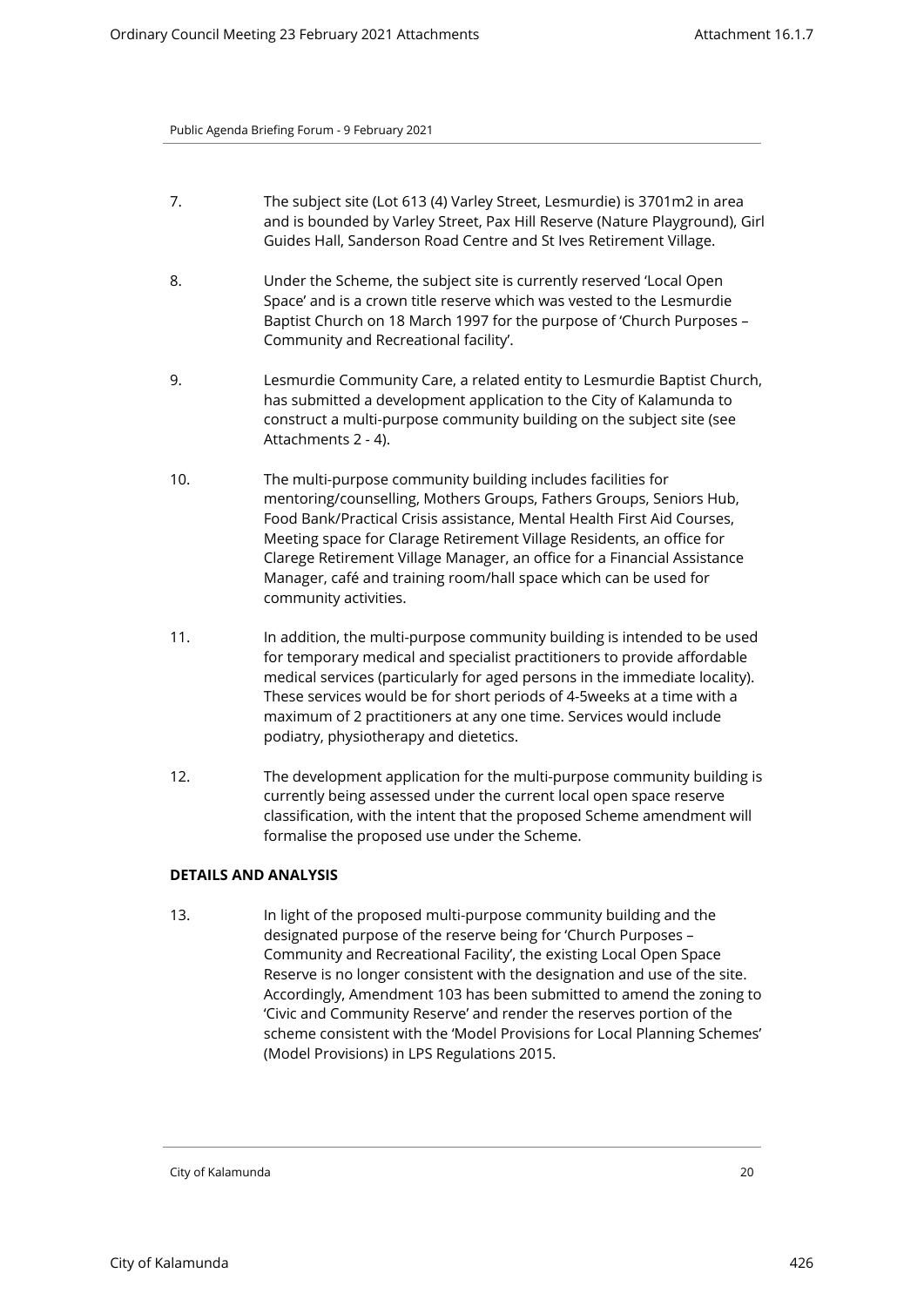7. The subject site (Lot 613 (4) Varley Street, Lesmurdie) is 3701m2 in area and is bounded by Varley Street, Pax Hill Reserve (Nature Playground), Girl Guides Hall, Sanderson Road Centre and St Ives Retirement Village.

8. Under the Scheme, the subject site is currently reserved 'Local Open Space' and is a crown title reserve which was vested to the Lesmurdie Baptist Church on 18 March 1997 for the purpose of 'Church Purposes – Community and Recreational facility'.

9. Lesmurdie Community Care, a related entity to Lesmurdie Baptist Church, has submitted a development application to the City of Kalamunda to construct a multi-purpose community building on the subject site (see Attachments 2 - 4).

10. The multi-purpose community building includes facilities for mentoring/counselling, Mothers Groups, Fathers Groups, Seniors Hub, Food Bank/Practical Crisis assistance, Mental Health First Aid Courses, Meeting space for Clarage Retirement Village Residents, an office for Clarege Retirement Village Manager, an office for a Financial Assistance Manager, café and training room/hall space which can be used for community activities.

11. In addition, the multi-purpose community building is intended to be used for temporary medical and specialist practitioners to provide affordable medical services (particularly for aged persons in the immediate locality). These services would be for short periods of 4-5weeks at a time with a maximum of 2 practitioners at any one time. Services would include podiatry, physiotherapy and dietetics.

12. The development application for the multi-purpose community building is currently being assessed under the current local open space reserve classification, with the intent that the proposed Scheme amendment will formalise the proposed use under the Scheme.

**DETAILS AND ANALYSIS**

13. In light of the proposed multi-purpose community building and the designated purpose of the reserve being for 'Church Purposes – Community and Recreational Facility', the existing Local Open Space Reserve is no longer consistent with the designation and use of the site. Accordingly, Amendment 103 has been submitted to amend the zoning to 'Civic and Community Reserve' and render the reserves portion of the scheme consistent with the 'Model Provisions for Local Planning Schemes' (Model Provisions) in LPS Regulations 2015.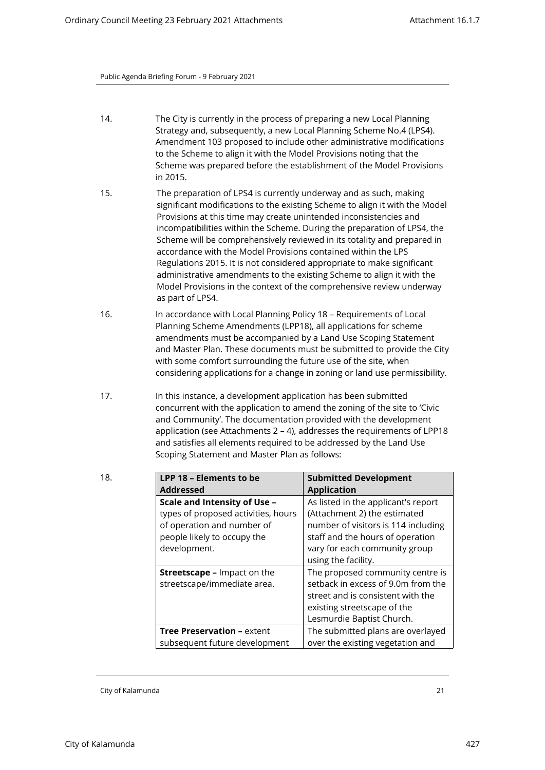14. The City is currently in the process of preparing a new Local Planning Strategy and, subsequently, a new Local Planning Scheme No.4 (LPS4). Amendment 103 proposed to include other administrative modifications to the Scheme to align it with the Model Provisions noting that the Scheme was prepared before the establishment of the Model Provisions in 2015.

15. The preparation of LPS4 is currently underway and as such, making significant modifications to the existing Scheme to align it with the Model Provisions at this time may create unintended inconsistencies and incompatibilities within the Scheme. During the preparation of LPS4, the Scheme will be comprehensively reviewed in its totality and prepared in accordance with the Model Provisions contained within the LPS Regulations 2015. It is not considered appropriate to make significant administrative amendments to the existing Scheme to align it with the Model Provisions in the context of the comprehensive review underway as part of LPS4.

16. In accordance with Local Planning Policy 18 – Requirements of Local Planning Scheme Amendments (LPP18), all applications for scheme amendments must be accompanied by a Land Use Scoping Statement and Master Plan. These documents must be submitted to provide the City with some comfort surrounding the future use of the site, when considering applications for a change in zoning or land use permissibility.

17. In this instance, a development application has been submitted concurrent with the application to amend the zoning of the site to 'Civic and Community'. The documentation provided with the development application (see Attachments 2 – 4), addresses the requirements of LPP18 and satisfies all elements required to be addressed by the Land Use Scoping Statement and Master Plan as follows:

18.

| LPP 18 – Elements to be Addressed | Submitted Development Application |
|---|---|
| **Scale and Intensity of Use –** types of proposed activities, hours of operation and number of people likely to occupy the development. | As listed in the applicant's report (Attachment 2) the estimated number of visitors is 114 including staff and the hours of operation vary for each community group using the facility. |
| **Streetscape –** Impact on the streetscape/immediate area. | The proposed community centre is setback in excess of 9.0m from the street and is consistent with the existing streetscape of the Lesmurdie Baptist Church. |
| **Tree Preservation –** extent subsequent future development | The submitted plans are overlayed over the existing vegetation and |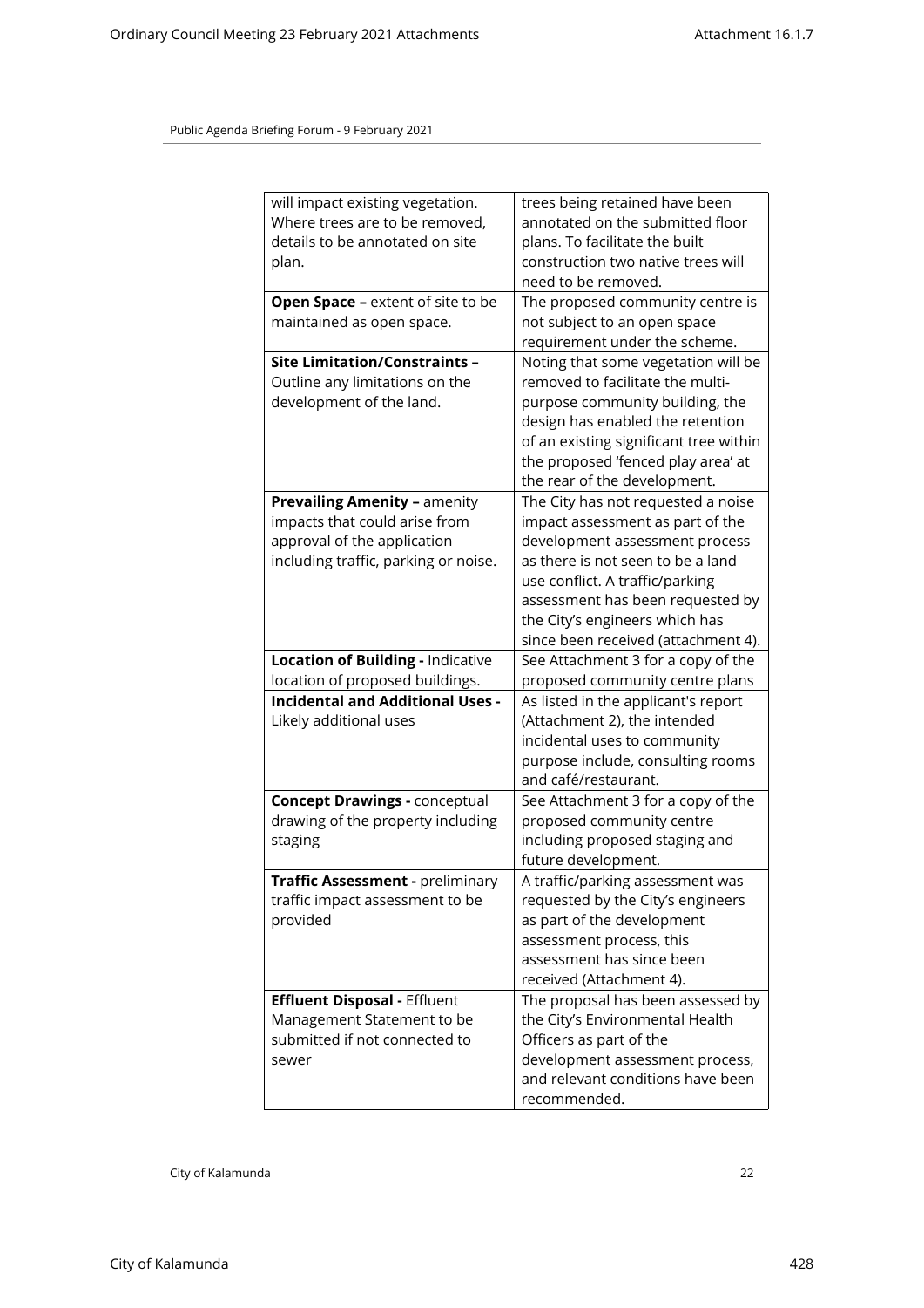| | |
|---|---|
| will impact existing vegetation. Where trees are to be removed, details to be annotated on site plan. | trees being retained have been annotated on the submitted floor plans. To facilitate the built construction two native trees will need to be removed. |
| **Open Space –** extent of site to be maintained as open space. | The proposed community centre is not subject to an open space requirement under the scheme. |
| **Site Limitation/Constraints –** Outline any limitations on the development of the land. | Noting that some vegetation will be removed to facilitate the multi-purpose community building, the design has enabled the retention of an existing significant tree within the proposed 'fenced play area' at the rear of the development. |
| **Prevailing Amenity –** amenity impacts that could arise from approval of the application including traffic, parking or noise. | The City has not requested a noise impact assessment as part of the development assessment process as there is not seen to be a land use conflict. A traffic/parking assessment has been requested by the City's engineers which has since been received (attachment 4). |
| **Location of Building -** Indicative location of proposed buildings. | See Attachment 3 for a copy of the proposed community centre plans |
| **Incidental and Additional Uses -** Likely additional uses | As listed in the applicant's report (Attachment 2), the intended incidental uses to community purpose include, consulting rooms and café/restaurant. |
| **Concept Drawings -** conceptual drawing of the property including staging | See Attachment 3 for a copy of the proposed community centre including proposed staging and future development. |
| **Traffic Assessment -** preliminary traffic impact assessment to be provided | A traffic/parking assessment was requested by the City's engineers as part of the development assessment process, this assessment has since been received (Attachment 4). |
| **Effluent Disposal -** Effluent Management Statement to be submitted if not connected to sewer | The proposal has been assessed by the City's Environmental Health Officers as part of the development assessment process, and relevant conditions have been recommended. |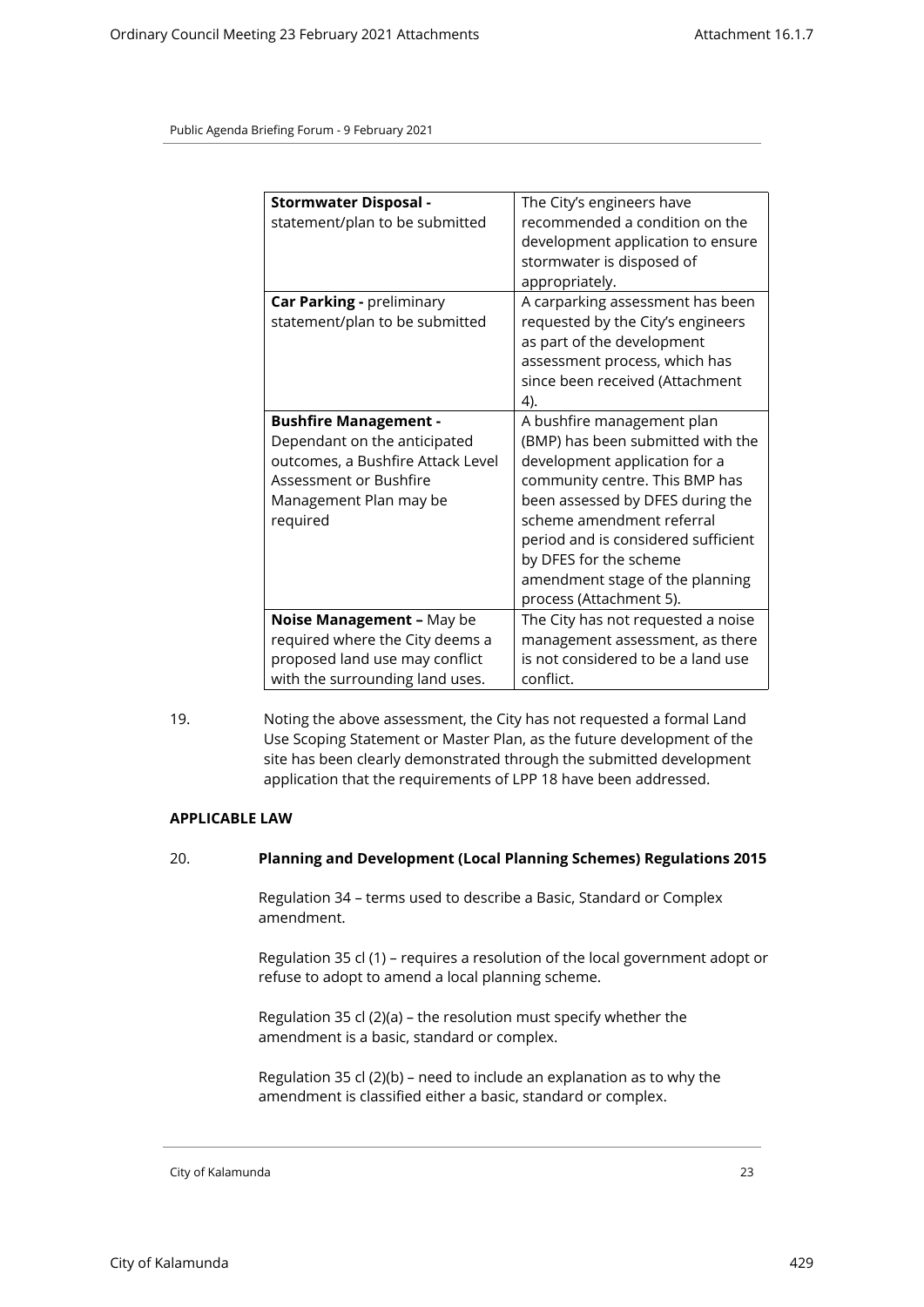| **Stormwater Disposal -** statement/plan to be submitted | The City's engineers have recommended a condition on the development application to ensure stormwater is disposed of appropriately. |
| --- | --- |
| **Car Parking -** preliminary statement/plan to be submitted | A carparking assessment has been requested by the City's engineers as part of the development assessment process, which has since been received (Attachment 4). |
| **Bushfire Management -** Dependant on the anticipated outcomes, a Bushfire Attack Level Assessment or Bushfire Management Plan may be required | A bushfire management plan (BMP) has been submitted with the development application for a community centre. This BMP has been assessed by DFES during the scheme amendment referral period and is considered sufficient by DFES for the scheme amendment stage of the planning process (Attachment 5). |
| **Noise Management –** May be required where the City deems a proposed land use may conflict with the surrounding land uses. | The City has not requested a noise management assessment, as there is not considered to be a land use conflict. |

19. Noting the above assessment, the City has not requested a formal Land Use Scoping Statement or Master Plan, as the future development of the site has been clearly demonstrated through the submitted development application that the requirements of LPP 18 have been addressed.

**APPLICABLE LAW**

20. **Planning and Development (Local Planning Schemes) Regulations 2015**

Regulation 34 – terms used to describe a Basic, Standard or Complex amendment.

Regulation 35 cl (1) – requires a resolution of the local government adopt or refuse to adopt to amend a local planning scheme.

Regulation 35 cl (2)(a) – the resolution must specify whether the amendment is a basic, standard or complex.

Regulation 35 cl (2)(b) – need to include an explanation as to why the amendment is classified either a basic, standard or complex.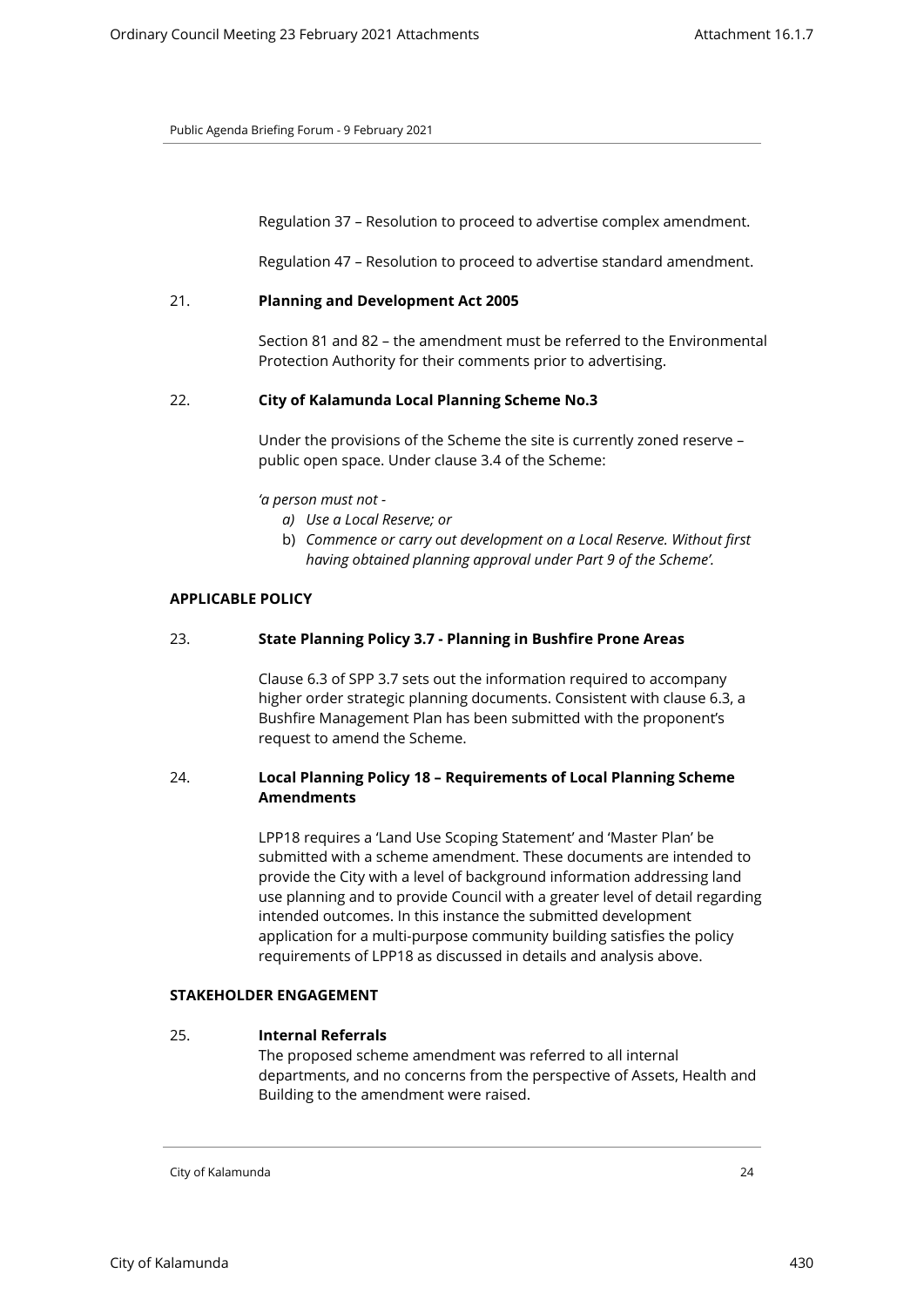Regulation 37 – Resolution to proceed to advertise complex amendment.

Regulation 47 – Resolution to proceed to advertise standard amendment.

21. **Planning and Development Act 2005**

Section 81 and 82 – the amendment must be referred to the Environmental Protection Authority for their comments prior to advertising.

22. **City of Kalamunda Local Planning Scheme No.3**

Under the provisions of the Scheme the site is currently zoned reserve – public open space. Under clause 3.4 of the Scheme:

*'a person must not -*

*a) Use a Local Reserve; or*

b) *Commence or carry out development on a Local Reserve. Without first having obtained planning approval under Part 9 of the Scheme'.*

**APPLICABLE POLICY**

23. **State Planning Policy 3.7 - Planning in Bushfire Prone Areas**

Clause 6.3 of SPP 3.7 sets out the information required to accompany higher order strategic planning documents. Consistent with clause 6.3, a Bushfire Management Plan has been submitted with the proponent's request to amend the Scheme.

24. **Local Planning Policy 18 – Requirements of Local Planning Scheme Amendments**

LPP18 requires a 'Land Use Scoping Statement' and 'Master Plan' be submitted with a scheme amendment. These documents are intended to provide the City with a level of background information addressing land use planning and to provide Council with a greater level of detail regarding intended outcomes. In this instance the submitted development application for a multi-purpose community building satisfies the policy requirements of LPP18 as discussed in details and analysis above.

**STAKEHOLDER ENGAGEMENT**

25. **Internal Referrals**

The proposed scheme amendment was referred to all internal departments, and no concerns from the perspective of Assets, Health and Building to the amendment were raised.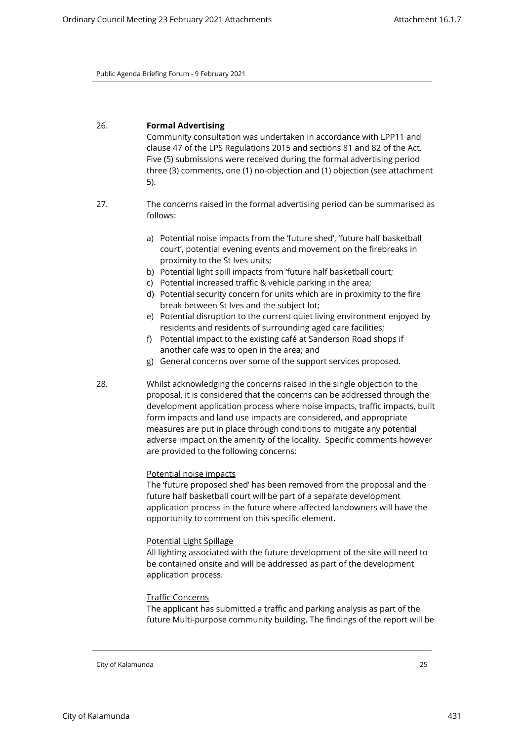26. **Formal Advertising**

Community consultation was undertaken in accordance with LPP11 and clause 47 of the LPS Regulations 2015 and sections 81 and 82 of the Act. Five (5) submissions were received during the formal advertising period three (3) comments, one (1) no-objection and (1) objection (see attachment 5).

27. The concerns raised in the formal advertising period can be summarised as follows:

   a) Potential noise impacts from the 'future shed', 'future half basketball court', potential evening events and movement on the firebreaks in proximity to the St Ives units;
   b) Potential light spill impacts from 'future half basketball court;
   c) Potential increased traffic & vehicle parking in the area;
   d) Potential security concern for units which are in proximity to the fire break between St Ives and the subject lot;
   e) Potential disruption to the current quiet living environment enjoyed by residents and residents of surrounding aged care facilities;
   f) Potential impact to the existing café at Sanderson Road shops if another cafe was to open in the area; and
   g) General concerns over some of the support services proposed.

28. Whilst acknowledging the concerns raised in the single objection to the proposal, it is considered that the concerns can be addressed through the development application process where noise impacts, traffic impacts, built form impacts and land use impacts are considered, and appropriate measures are put in place through conditions to mitigate any potential adverse impact on the amenity of the locality. Specific comments however are provided to the following concerns:

<u>Potential noise impacts</u>

The 'future proposed shed' has been removed from the proposal and the future half basketball court will be part of a separate development application process in the future where affected landowners will have the opportunity to comment on this specific element.

<u>Potential Light Spillage</u>

All lighting associated with the future development of the site will need to be contained onsite and will be addressed as part of the development application process.

<u>Traffic Concerns</u>

The applicant has submitted a traffic and parking analysis as part of the future Multi-purpose community building. The findings of the report will be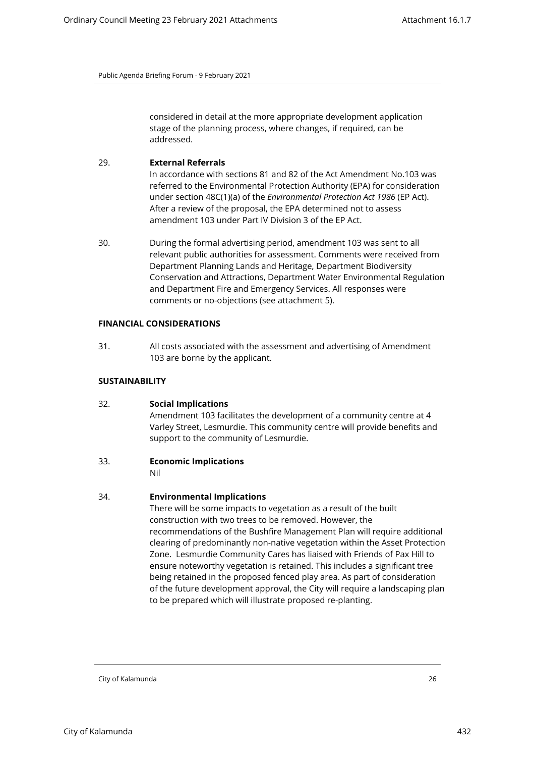considered in detail at the more appropriate development application stage of the planning process, where changes, if required, can be addressed.

29. **External Referrals**
In accordance with sections 81 and 82 of the Act Amendment No.103 was referred to the Environmental Protection Authority (EPA) for consideration under section 48C(1)(a) of the *Environmental Protection Act 1986* (EP Act). After a review of the proposal, the EPA determined not to assess amendment 103 under Part IV Division 3 of the EP Act.

30. During the formal advertising period, amendment 103 was sent to all relevant public authorities for assessment. Comments were received from Department Planning Lands and Heritage, Department Biodiversity Conservation and Attractions, Department Water Environmental Regulation and Department Fire and Emergency Services. All responses were comments or no-objections (see attachment 5).

### FINANCIAL CONSIDERATIONS

31. All costs associated with the assessment and advertising of Amendment 103 are borne by the applicant.

### SUSTAINABILITY

32. **Social Implications**
Amendment 103 facilitates the development of a community centre at 4 Varley Street, Lesmurdie. This community centre will provide benefits and support to the community of Lesmurdie.

33. **Economic Implications**
Nil

34. **Environmental Implications**
There will be some impacts to vegetation as a result of the built construction with two trees to be removed. However, the recommendations of the Bushfire Management Plan will require additional clearing of predominantly non-native vegetation within the Asset Protection Zone. Lesmurdie Community Cares has liaised with Friends of Pax Hill to ensure noteworthy vegetation is retained. This includes a significant tree being retained in the proposed fenced play area. As part of consideration of the future development approval, the City will require a landscaping plan to be prepared which will illustrate proposed re-planting.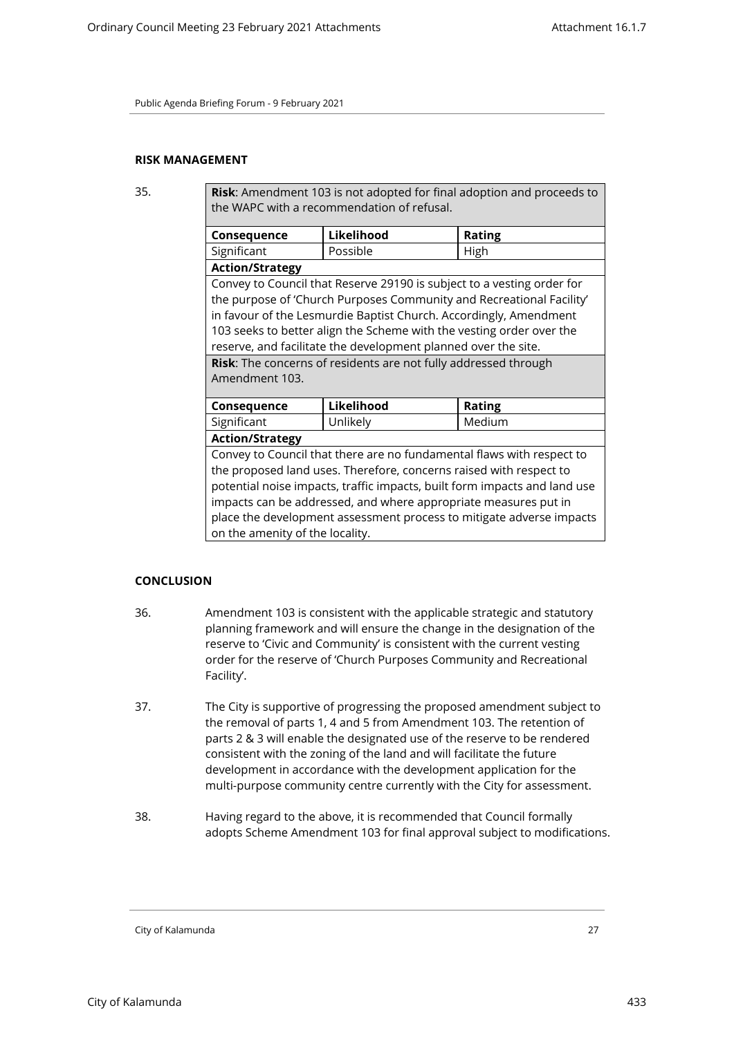## RISK MANAGEMENT

35.

| **Risk**: Amendment 103 is not adopted for final adoption and proceeds to the WAPC with a recommendation of refusal. | | |
|---|---|---|
| **Consequence** | **Likelihood** | **Rating** |
| Significant | Possible | High |
| **Action/Strategy** | | |
| Convey to Council that Reserve 29190 is subject to a vesting order for the purpose of 'Church Purposes Community and Recreational Facility' in favour of the Lesmurdie Baptist Church. Accordingly, Amendment 103 seeks to better align the Scheme with the vesting order over the reserve, and facilitate the development planned over the site. | | |
| **Risk**: The concerns of residents are not fully addressed through Amendment 103. | | |
| **Consequence** | **Likelihood** | **Rating** |
| Significant | Unlikely | Medium |
| **Action/Strategy** | | |
| Convey to Council that there are no fundamental flaws with respect to the proposed land uses. Therefore, concerns raised with respect to potential noise impacts, traffic impacts, built form impacts and land use impacts can be addressed, and where appropriate measures put in place the development assessment process to mitigate adverse impacts on the amenity of the locality. | | |

## CONCLUSION

36. Amendment 103 is consistent with the applicable strategic and statutory planning framework and will ensure the change in the designation of the reserve to 'Civic and Community' is consistent with the current vesting order for the reserve of 'Church Purposes Community and Recreational Facility'.

37. The City is supportive of progressing the proposed amendment subject to the removal of parts 1, 4 and 5 from Amendment 103. The retention of parts 2 & 3 will enable the designated use of the reserve to be rendered consistent with the zoning of the land and will facilitate the future development in accordance with the development application for the multi-purpose community centre currently with the City for assessment.

38. Having regard to the above, it is recommended that Council formally adopts Scheme Amendment 103 for final approval subject to modifications.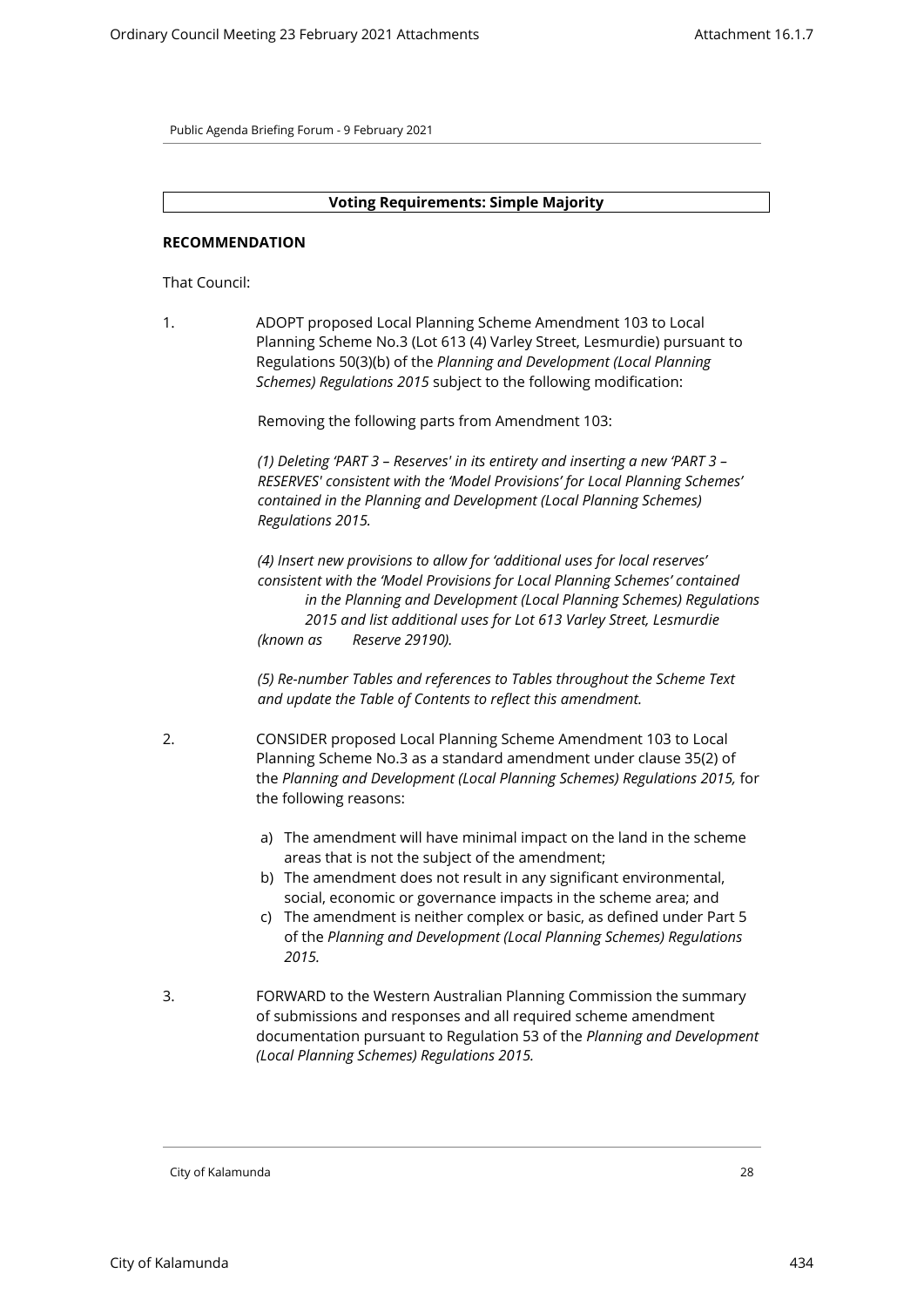**Voting Requirements: Simple Majority**

**RECOMMENDATION**

That Council:

1. ADOPT proposed Local Planning Scheme Amendment 103 to Local Planning Scheme No.3 (Lot 613 (4) Varley Street, Lesmurdie) pursuant to Regulations 50(3)(b) of the *Planning and Development (Local Planning Schemes) Regulations 2015* subject to the following modification:

   Removing the following parts from Amendment 103:

   *(1) Deleting 'PART 3 – Reserves' in its entirety and inserting a new 'PART 3 – RESERVES' consistent with the 'Model Provisions' for Local Planning Schemes' contained in the Planning and Development (Local Planning Schemes) Regulations 2015.*

   *(4) Insert new provisions to allow for 'additional uses for local reserves' consistent with the 'Model Provisions for Local Planning Schemes' contained in the Planning and Development (Local Planning Schemes) Regulations 2015 and list additional uses for Lot 613 Varley Street, Lesmurdie (known as Reserve 29190).*

   *(5) Re-number Tables and references to Tables throughout the Scheme Text and update the Table of Contents to reflect this amendment.*

2. CONSIDER proposed Local Planning Scheme Amendment 103 to Local Planning Scheme No.3 as a standard amendment under clause 35(2) of the *Planning and Development (Local Planning Schemes) Regulations 2015,* for the following reasons:

   a) The amendment will have minimal impact on the land in the scheme areas that is not the subject of the amendment;
   b) The amendment does not result in any significant environmental, social, economic or governance impacts in the scheme area; and
   c) The amendment is neither complex or basic, as defined under Part 5 of the *Planning and Development (Local Planning Schemes) Regulations 2015.*

3. FORWARD to the Western Australian Planning Commission the summary of submissions and responses and all required scheme amendment documentation pursuant to Regulation 53 of the *Planning and Development (Local Planning Schemes) Regulations 2015.*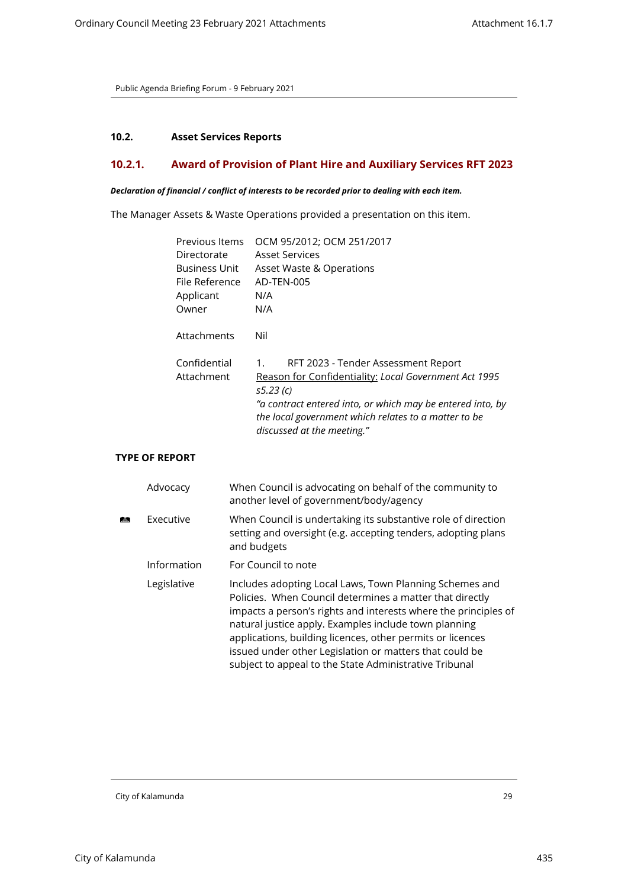## 10.2. Asset Services Reports

### 10.2.1. Award of Provision of Plant Hire and Auxiliary Services RFT 2023

***Declaration of financial / conflict of interests to be recorded prior to dealing with each item.***

The Manager Assets & Waste Operations provided a presentation on this item.

| | |
|---|---|
| Previous Items | OCM 95/2012; OCM 251/2017 |
| Directorate | Asset Services |
| Business Unit | Asset Waste & Operations |
| File Reference | AD-TEN-005 |
| Applicant | N/A |
| Owner | N/A |
| Attachments | Nil |
| Confidential Attachment | 1. RFT 2023 - Tender Assessment Report<br>Reason for Confidentiality: *Local Government Act 1995 s5.23 (c)*<br>*"a contract entered into, or which may be entered into, by the local government which relates to a matter to be discussed at the meeting."* |

**TYPE OF REPORT**

| | | |
|---|---|---|
| | Advocacy | When Council is advocating on behalf of the community to another level of government/body/agency |
| ☒ | Executive | When Council is undertaking its substantive role of direction setting and oversight (e.g. accepting tenders, adopting plans and budgets |
| | Information | For Council to note |
| | Legislative | Includes adopting Local Laws, Town Planning Schemes and Policies. When Council determines a matter that directly impacts a person's rights and interests where the principles of natural justice apply. Examples include town planning applications, building licences, other permits or licences issued under other Legislation or matters that could be subject to appeal to the State Administrative Tribunal |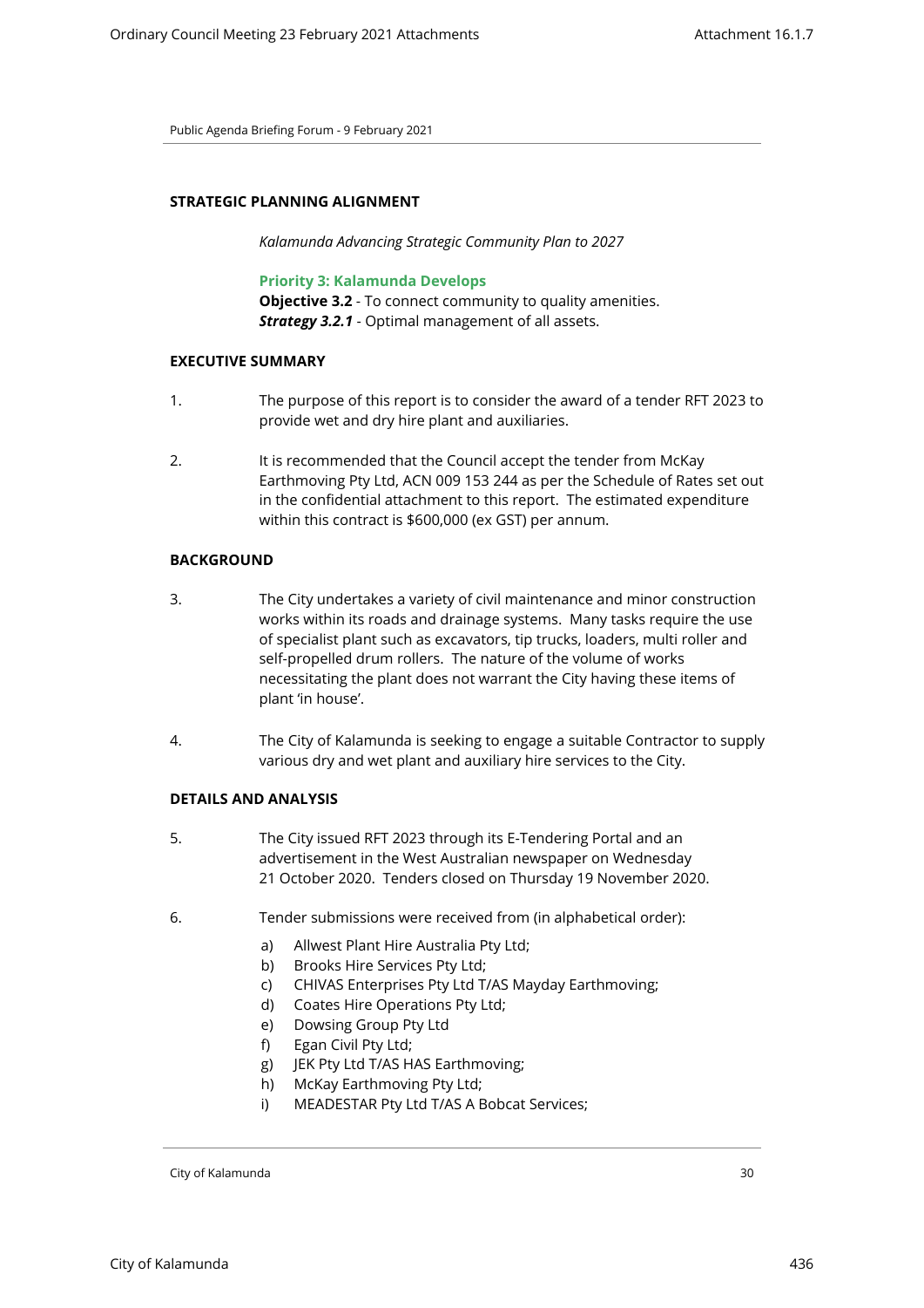## STRATEGIC PLANNING ALIGNMENT

*Kalamunda Advancing Strategic Community Plan to 2027*

**Priority 3: Kalamunda Develops**
**Objective 3.2** - To connect community to quality amenities.
***Strategy 3.2.1*** - Optimal management of all assets.

## EXECUTIVE SUMMARY

1. The purpose of this report is to consider the award of a tender RFT 2023 to provide wet and dry hire plant and auxiliaries.

2. It is recommended that the Council accept the tender from McKay Earthmoving Pty Ltd, ACN 009 153 244 as per the Schedule of Rates set out in the confidential attachment to this report. The estimated expenditure within this contract is $600,000 (ex GST) per annum.

## BACKGROUND

3. The City undertakes a variety of civil maintenance and minor construction works within its roads and drainage systems. Many tasks require the use of specialist plant such as excavators, tip trucks, loaders, multi roller and self-propelled drum rollers. The nature of the volume of works necessitating the plant does not warrant the City having these items of plant 'in house'.

4. The City of Kalamunda is seeking to engage a suitable Contractor to supply various dry and wet plant and auxiliary hire services to the City.

## DETAILS AND ANALYSIS

5. The City issued RFT 2023 through its E-Tendering Portal and an advertisement in the West Australian newspaper on Wednesday 21 October 2020. Tenders closed on Thursday 19 November 2020.

6. Tender submissions were received from (in alphabetical order):

   a) Allwest Plant Hire Australia Pty Ltd;
   b) Brooks Hire Services Pty Ltd;
   c) CHIVAS Enterprises Pty Ltd T/AS Mayday Earthmoving;
   d) Coates Hire Operations Pty Ltd;
   e) Dowsing Group Pty Ltd
   f) Egan Civil Pty Ltd;
   g) JEK Pty Ltd T/AS HAS Earthmoving;
   h) McKay Earthmoving Pty Ltd;
   i) MEADESTAR Pty Ltd T/AS A Bobcat Services;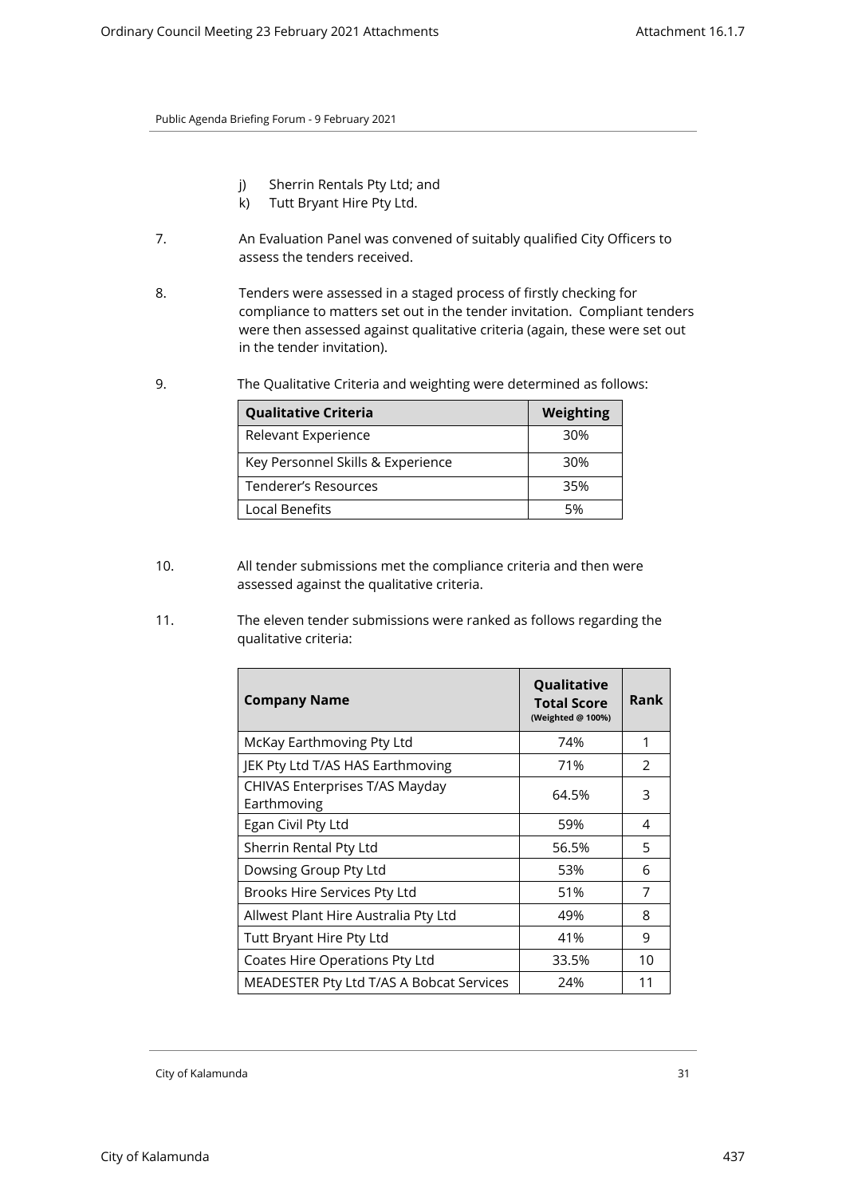j) Sherrin Rentals Pty Ltd; and
k) Tutt Bryant Hire Pty Ltd.

7. An Evaluation Panel was convened of suitably qualified City Officers to assess the tenders received.

8. Tenders were assessed in a staged process of firstly checking for compliance to matters set out in the tender invitation. Compliant tenders were then assessed against qualitative criteria (again, these were set out in the tender invitation).

9. The Qualitative Criteria and weighting were determined as follows:

| Qualitative Criteria | Weighting |
|---|---|
| Relevant Experience | 30% |
| Key Personnel Skills & Experience | 30% |
| Tenderer's Resources | 35% |
| Local Benefits | 5% |

10. All tender submissions met the compliance criteria and then were assessed against the qualitative criteria.

11. The eleven tender submissions were ranked as follows regarding the qualitative criteria:

| Company Name | Qualitative Total Score (Weighted @ 100%) | Rank |
|---|---|---|
| McKay Earthmoving Pty Ltd | 74% | 1 |
| JEK Pty Ltd T/AS HAS Earthmoving | 71% | 2 |
| CHIVAS Enterprises T/AS Mayday Earthmoving | 64.5% | 3 |
| Egan Civil Pty Ltd | 59% | 4 |
| Sherrin Rental Pty Ltd | 56.5% | 5 |
| Dowsing Group Pty Ltd | 53% | 6 |
| Brooks Hire Services Pty Ltd | 51% | 7 |
| Allwest Plant Hire Australia Pty Ltd | 49% | 8 |
| Tutt Bryant Hire Pty Ltd | 41% | 9 |
| Coates Hire Operations Pty Ltd | 33.5% | 10 |
| MEADESTER Pty Ltd T/AS A Bobcat Services | 24% | 11 |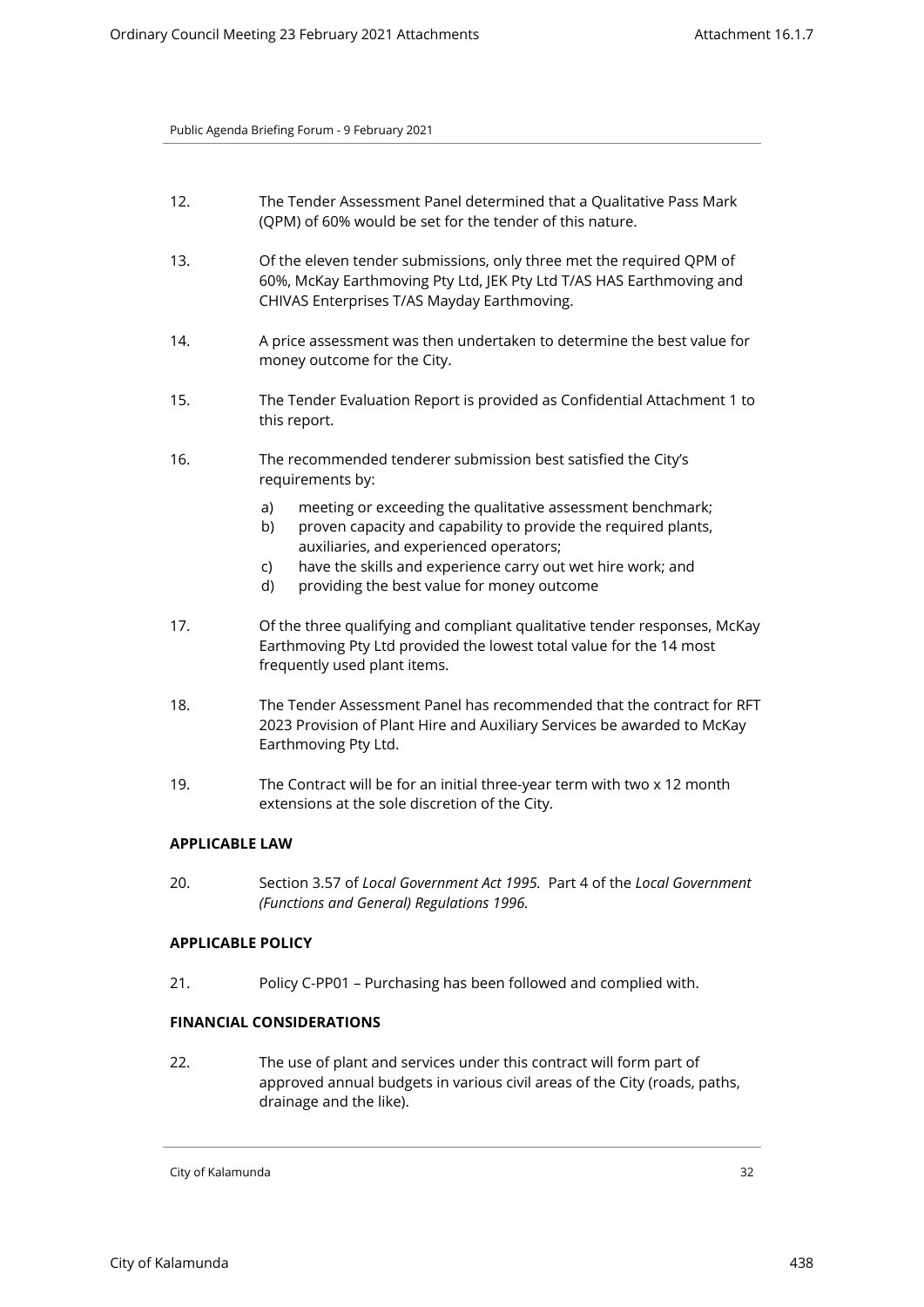12. The Tender Assessment Panel determined that a Qualitative Pass Mark (QPM) of 60% would be set for the tender of this nature.

13. Of the eleven tender submissions, only three met the required QPM of 60%, McKay Earthmoving Pty Ltd, JEK Pty Ltd T/AS HAS Earthmoving and CHIVAS Enterprises T/AS Mayday Earthmoving.

14. A price assessment was then undertaken to determine the best value for money outcome for the City.

15. The Tender Evaluation Report is provided as Confidential Attachment 1 to this report.

16. The recommended tenderer submission best satisfied the City's requirements by:

    a) meeting or exceeding the qualitative assessment benchmark;
    b) proven capacity and capability to provide the required plants, auxiliaries, and experienced operators;
    c) have the skills and experience carry out wet hire work; and
    d) providing the best value for money outcome

17. Of the three qualifying and compliant qualitative tender responses, McKay Earthmoving Pty Ltd provided the lowest total value for the 14 most frequently used plant items.

18. The Tender Assessment Panel has recommended that the contract for RFT 2023 Provision of Plant Hire and Auxiliary Services be awarded to McKay Earthmoving Pty Ltd.

19. The Contract will be for an initial three-year term with two x 12 month extensions at the sole discretion of the City.

**APPLICABLE LAW**

20. Section 3.57 of *Local Government Act 1995.* Part 4 of the *Local Government (Functions and General) Regulations 1996.*

**APPLICABLE POLICY**

21. Policy C-PP01 – Purchasing has been followed and complied with.

**FINANCIAL CONSIDERATIONS**

22. The use of plant and services under this contract will form part of approved annual budgets in various civil areas of the City (roads, paths, drainage and the like).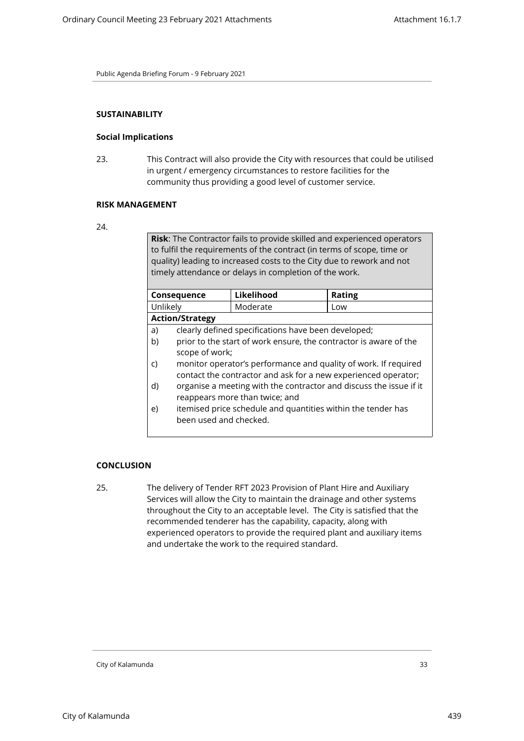**SUSTAINABILITY**

**Social Implications**

23. This Contract will also provide the City with resources that could be utilised in urgent / emergency circumstances to restore facilities for the community thus providing a good level of customer service.

**RISK MANAGEMENT**

24.

| **Risk**: The Contractor fails to provide skilled and experienced operators to fulfil the requirements of the contract (in terms of scope, time or quality) leading to increased costs to the City due to rework and not timely attendance or delays in completion of the work. | | |
|---|---|---|
| **Consequence** | **Likelihood** | **Rating** |
| Unlikely | Moderate | Low |
| **Action/Strategy** | | |

a) clearly defined specifications have been developed;
b) prior to the start of work ensure, the contractor is aware of the scope of work;
c) monitor operator's performance and quality of work. If required contact the contractor and ask for a new experienced operator;
d) organise a meeting with the contractor and discuss the issue if it reappears more than twice; and
e) itemised price schedule and quantities within the tender has been used and checked.

**CONCLUSION**

25. The delivery of Tender RFT 2023 Provision of Plant Hire and Auxiliary Services will allow the City to maintain the drainage and other systems throughout the City to an acceptable level. The City is satisfied that the recommended tenderer has the capability, capacity, along with experienced operators to provide the required plant and auxiliary items and undertake the work to the required standard.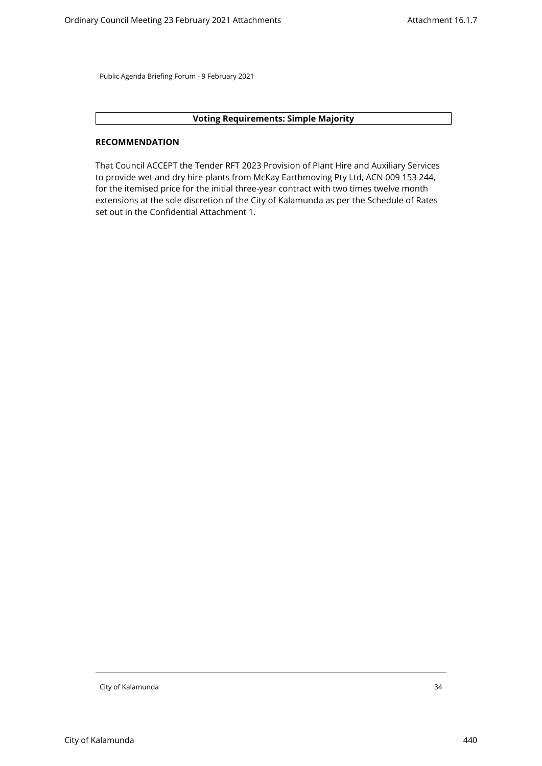**Voting Requirements: Simple Majority**

**RECOMMENDATION**

That Council ACCEPT the Tender RFT 2023 Provision of Plant Hire and Auxiliary Services to provide wet and dry hire plants from McKay Earthmoving Pty Ltd, ACN 009 153 244, for the itemised price for the initial three-year contract with two times twelve month extensions at the sole discretion of the City of Kalamunda as per the Schedule of Rates set out in the Confidential Attachment 1.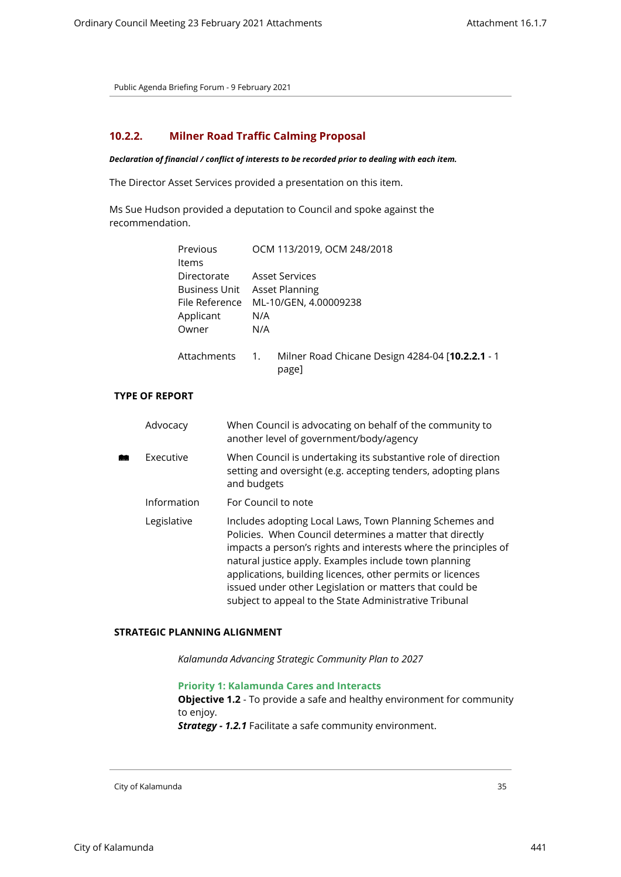## 10.2.2. Milner Road Traffic Calming Proposal

***Declaration of financial / conflict of interests to be recorded prior to dealing with each item.***

The Director Asset Services provided a presentation on this item.

Ms Sue Hudson provided a deputation to Council and spoke against the recommendation.

| | |
|---|---|
| Previous Items | OCM 113/2019, OCM 248/2018 |
| Directorate | Asset Services |
| Business Unit | Asset Planning |
| File Reference | ML-10/GEN, 4.00009238 |
| Applicant | N/A |
| Owner | N/A |
| Attachments | 1. Milner Road Chicane Design 4284-04 [**10.2.2.1** - 1 page] |

**TYPE OF REPORT**

| | | |
|---|---|---|
| | Advocacy | When Council is advocating on behalf of the community to another level of government/body/agency |
| ✓ | Executive | When Council is undertaking its substantive role of direction setting and oversight (e.g. accepting tenders, adopting plans and budgets |
| | Information | For Council to note |
| | Legislative | Includes adopting Local Laws, Town Planning Schemes and Policies. When Council determines a matter that directly impacts a person's rights and interests where the principles of natural justice apply. Examples include town planning applications, building licences, other permits or licences issued under other Legislation or matters that could be subject to appeal to the State Administrative Tribunal |

**STRATEGIC PLANNING ALIGNMENT**

*Kalamunda Advancing Strategic Community Plan to 2027*

**Priority 1: Kalamunda Cares and Interacts**
**Objective 1.2** - To provide a safe and healthy environment for community to enjoy.
***Strategy - 1.2.1*** Facilitate a safe community environment.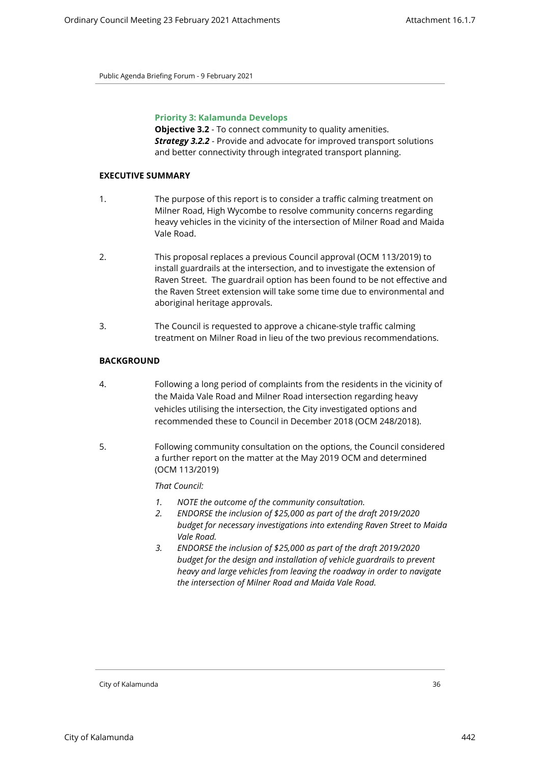**Priority 3: Kalamunda Develops**

**Objective 3.2** - To connect community to quality amenities.
***Strategy 3.2.2*** - Provide and advocate for improved transport solutions and better connectivity through integrated transport planning.

**EXECUTIVE SUMMARY**

1. The purpose of this report is to consider a traffic calming treatment on Milner Road, High Wycombe to resolve community concerns regarding heavy vehicles in the vicinity of the intersection of Milner Road and Maida Vale Road.

2. This proposal replaces a previous Council approval (OCM 113/2019) to install guardrails at the intersection, and to investigate the extension of Raven Street. The guardrail option has been found to be not effective and the Raven Street extension will take some time due to environmental and aboriginal heritage approvals.

3. The Council is requested to approve a chicane-style traffic calming treatment on Milner Road in lieu of the two previous recommendations.

**BACKGROUND**

4. Following a long period of complaints from the residents in the vicinity of the Maida Vale Road and Milner Road intersection regarding heavy vehicles utilising the intersection, the City investigated options and recommended these to Council in December 2018 (OCM 248/2018).

5. Following community consultation on the options, the Council considered a further report on the matter at the May 2019 OCM and determined (OCM 113/2019)

   *That Council:*

   1. *NOTE the outcome of the community consultation.*
   2. *ENDORSE the inclusion of $25,000 as part of the draft 2019/2020 budget for necessary investigations into extending Raven Street to Maida Vale Road.*
   3. *ENDORSE the inclusion of $25,000 as part of the draft 2019/2020 budget for the design and installation of vehicle guardrails to prevent heavy and large vehicles from leaving the roadway in order to navigate the intersection of Milner Road and Maida Vale Road.*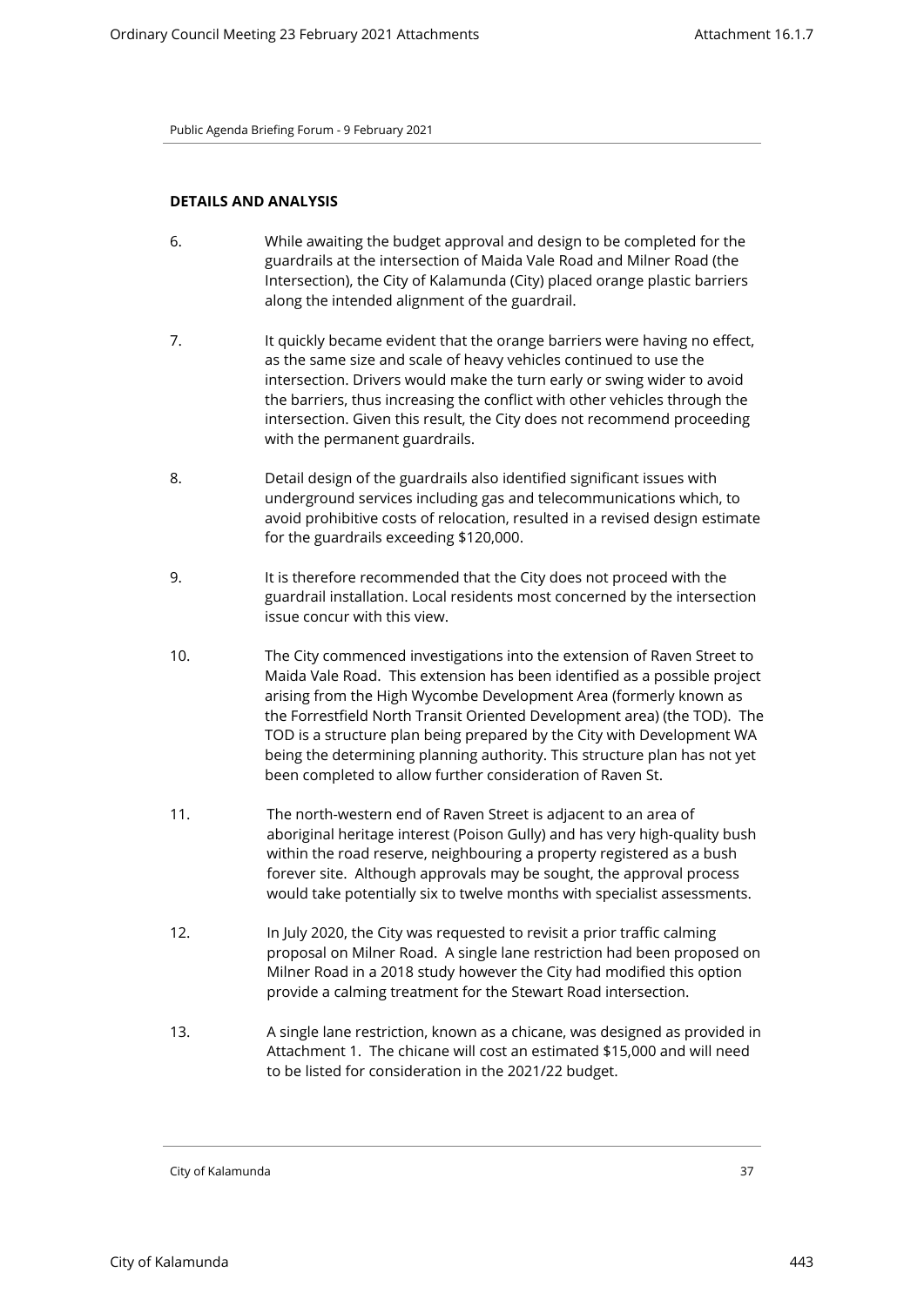## DETAILS AND ANALYSIS

6. While awaiting the budget approval and design to be completed for the guardrails at the intersection of Maida Vale Road and Milner Road (the Intersection), the City of Kalamunda (City) placed orange plastic barriers along the intended alignment of the guardrail.

7. It quickly became evident that the orange barriers were having no effect, as the same size and scale of heavy vehicles continued to use the intersection. Drivers would make the turn early or swing wider to avoid the barriers, thus increasing the conflict with other vehicles through the intersection. Given this result, the City does not recommend proceeding with the permanent guardrails.

8. Detail design of the guardrails also identified significant issues with underground services including gas and telecommunications which, to avoid prohibitive costs of relocation, resulted in a revised design estimate for the guardrails exceeding $120,000.

9. It is therefore recommended that the City does not proceed with the guardrail installation. Local residents most concerned by the intersection issue concur with this view.

10. The City commenced investigations into the extension of Raven Street to Maida Vale Road. This extension has been identified as a possible project arising from the High Wycombe Development Area (formerly known as the Forrestfield North Transit Oriented Development area) (the TOD). The TOD is a structure plan being prepared by the City with Development WA being the determining planning authority. This structure plan has not yet been completed to allow further consideration of Raven St.

11. The north-western end of Raven Street is adjacent to an area of aboriginal heritage interest (Poison Gully) and has very high-quality bush within the road reserve, neighbouring a property registered as a bush forever site. Although approvals may be sought, the approval process would take potentially six to twelve months with specialist assessments.

12. In July 2020, the City was requested to revisit a prior traffic calming proposal on Milner Road. A single lane restriction had been proposed on Milner Road in a 2018 study however the City had modified this option provide a calming treatment for the Stewart Road intersection.

13. A single lane restriction, known as a chicane, was designed as provided in Attachment 1. The chicane will cost an estimated $15,000 and will need to be listed for consideration in the 2021/22 budget.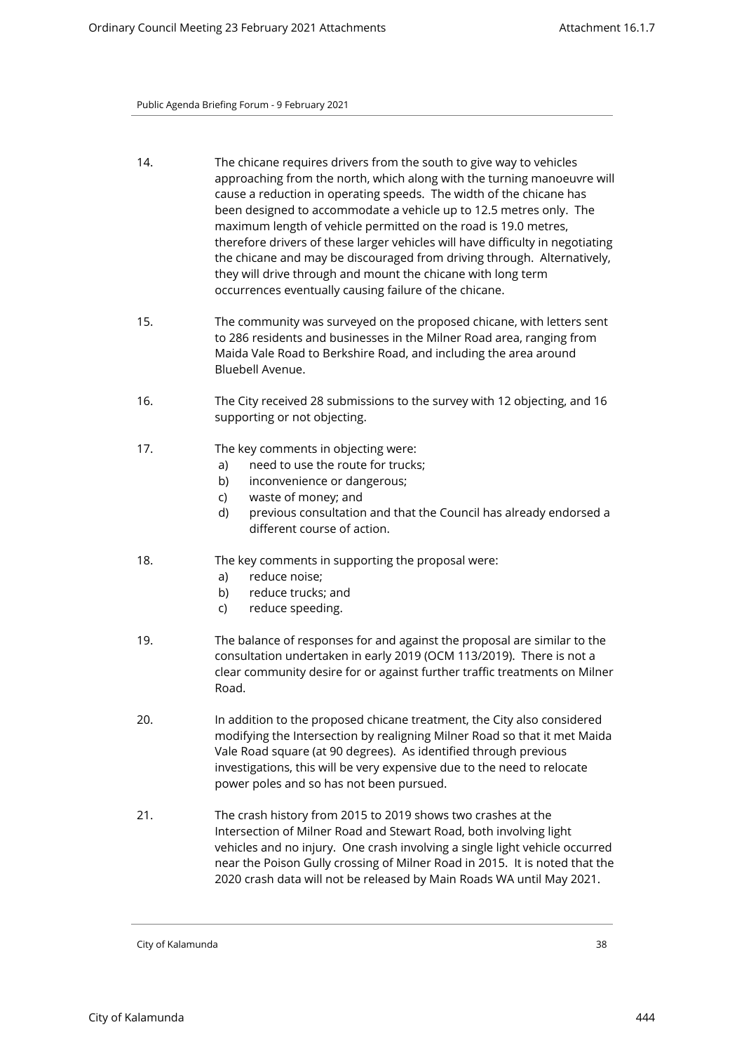14. The chicane requires drivers from the south to give way to vehicles approaching from the north, which along with the turning manoeuvre will cause a reduction in operating speeds. The width of the chicane has been designed to accommodate a vehicle up to 12.5 metres only. The maximum length of vehicle permitted on the road is 19.0 metres, therefore drivers of these larger vehicles will have difficulty in negotiating the chicane and may be discouraged from driving through. Alternatively, they will drive through and mount the chicane with long term occurrences eventually causing failure of the chicane.

15. The community was surveyed on the proposed chicane, with letters sent to 286 residents and businesses in the Milner Road area, ranging from Maida Vale Road to Berkshire Road, and including the area around Bluebell Avenue.

16. The City received 28 submissions to the survey with 12 objecting, and 16 supporting or not objecting.

17. The key comments in objecting were:
    a) need to use the route for trucks;
    b) inconvenience or dangerous;
    c) waste of money; and
    d) previous consultation and that the Council has already endorsed a different course of action.

18. The key comments in supporting the proposal were:
    a) reduce noise;
    b) reduce trucks; and
    c) reduce speeding.

19. The balance of responses for and against the proposal are similar to the consultation undertaken in early 2019 (OCM 113/2019). There is not a clear community desire for or against further traffic treatments on Milner Road.

20. In addition to the proposed chicane treatment, the City also considered modifying the Intersection by realigning Milner Road so that it met Maida Vale Road square (at 90 degrees). As identified through previous investigations, this will be very expensive due to the need to relocate power poles and so has not been pursued.

21. The crash history from 2015 to 2019 shows two crashes at the Intersection of Milner Road and Stewart Road, both involving light vehicles and no injury. One crash involving a single light vehicle occurred near the Poison Gully crossing of Milner Road in 2015. It is noted that the 2020 crash data will not be released by Main Roads WA until May 2021.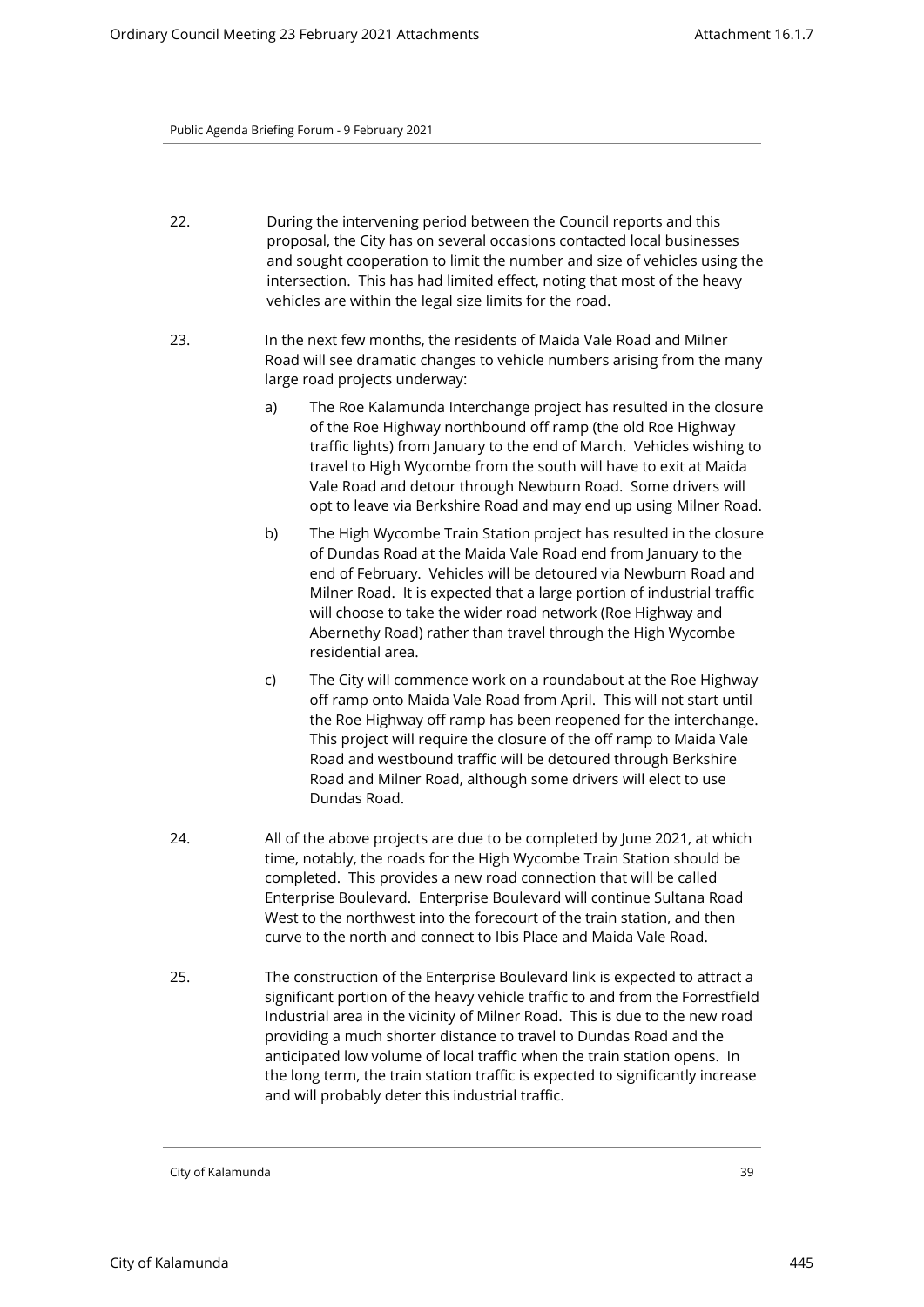22. During the intervening period between the Council reports and this proposal, the City has on several occasions contacted local businesses and sought cooperation to limit the number and size of vehicles using the intersection. This has had limited effect, noting that most of the heavy vehicles are within the legal size limits for the road.

23. In the next few months, the residents of Maida Vale Road and Milner Road will see dramatic changes to vehicle numbers arising from the many large road projects underway:

    a) The Roe Kalamunda Interchange project has resulted in the closure of the Roe Highway northbound off ramp (the old Roe Highway traffic lights) from January to the end of March. Vehicles wishing to travel to High Wycombe from the south will have to exit at Maida Vale Road and detour through Newburn Road. Some drivers will opt to leave via Berkshire Road and may end up using Milner Road.

    b) The High Wycombe Train Station project has resulted in the closure of Dundas Road at the Maida Vale Road end from January to the end of February. Vehicles will be detoured via Newburn Road and Milner Road. It is expected that a large portion of industrial traffic will choose to take the wider road network (Roe Highway and Abernethy Road) rather than travel through the High Wycombe residential area.

    c) The City will commence work on a roundabout at the Roe Highway off ramp onto Maida Vale Road from April. This will not start until the Roe Highway off ramp has been reopened for the interchange. This project will require the closure of the off ramp to Maida Vale Road and westbound traffic will be detoured through Berkshire Road and Milner Road, although some drivers will elect to use Dundas Road.

24. All of the above projects are due to be completed by June 2021, at which time, notably, the roads for the High Wycombe Train Station should be completed. This provides a new road connection that will be called Enterprise Boulevard. Enterprise Boulevard will continue Sultana Road West to the northwest into the forecourt of the train station, and then curve to the north and connect to Ibis Place and Maida Vale Road.

25. The construction of the Enterprise Boulevard link is expected to attract a significant portion of the heavy vehicle traffic to and from the Forrestfield Industrial area in the vicinity of Milner Road. This is due to the new road providing a much shorter distance to travel to Dundas Road and the anticipated low volume of local traffic when the train station opens. In the long term, the train station traffic is expected to significantly increase and will probably deter this industrial traffic.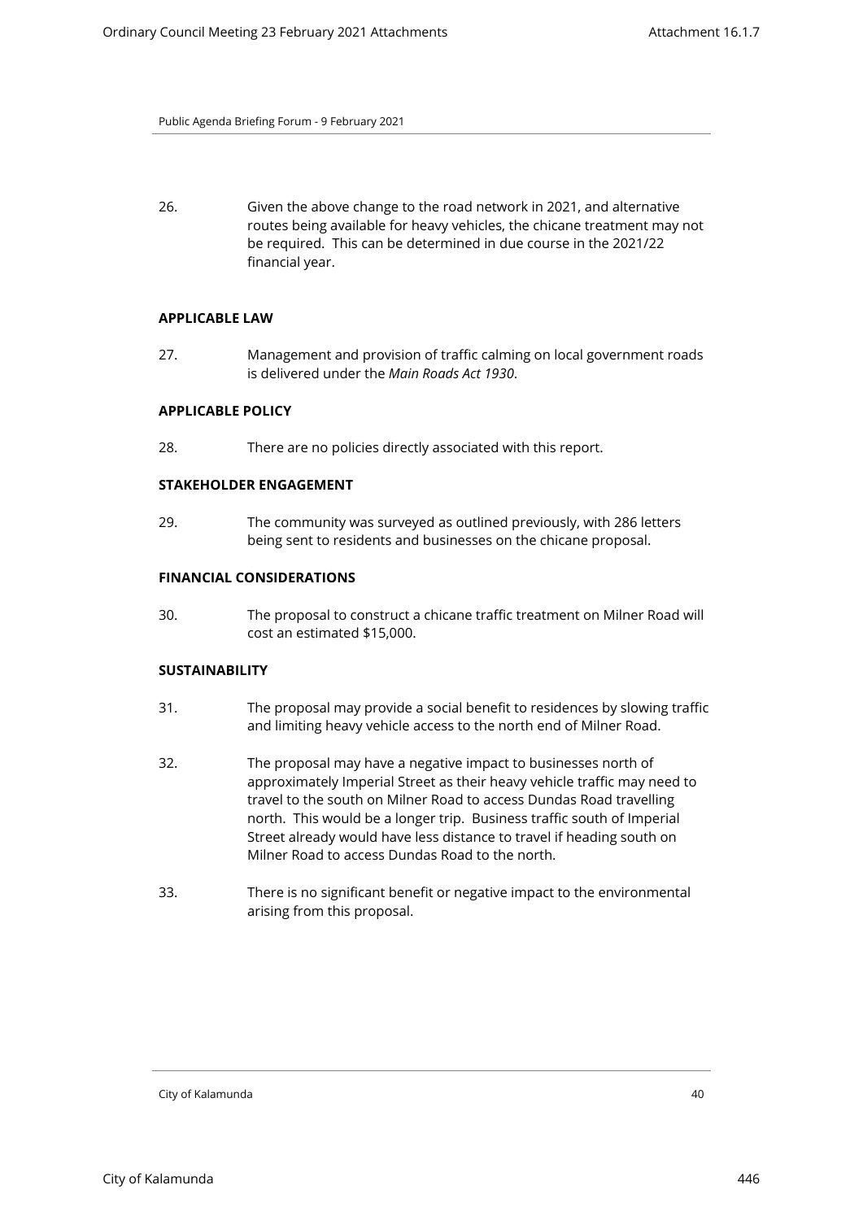26. Given the above change to the road network in 2021, and alternative routes being available for heavy vehicles, the chicane treatment may not be required. This can be determined in due course in the 2021/22 financial year.

**APPLICABLE LAW**

27. Management and provision of traffic calming on local government roads is delivered under the *Main Roads Act 1930*.

**APPLICABLE POLICY**

28. There are no policies directly associated with this report.

**STAKEHOLDER ENGAGEMENT**

29. The community was surveyed as outlined previously, with 286 letters being sent to residents and businesses on the chicane proposal.

**FINANCIAL CONSIDERATIONS**

30. The proposal to construct a chicane traffic treatment on Milner Road will cost an estimated $15,000.

**SUSTAINABILITY**

31. The proposal may provide a social benefit to residences by slowing traffic and limiting heavy vehicle access to the north end of Milner Road.

32. The proposal may have a negative impact to businesses north of approximately Imperial Street as their heavy vehicle traffic may need to travel to the south on Milner Road to access Dundas Road travelling north. This would be a longer trip. Business traffic south of Imperial Street already would have less distance to travel if heading south on Milner Road to access Dundas Road to the north.

33. There is no significant benefit or negative impact to the environmental arising from this proposal.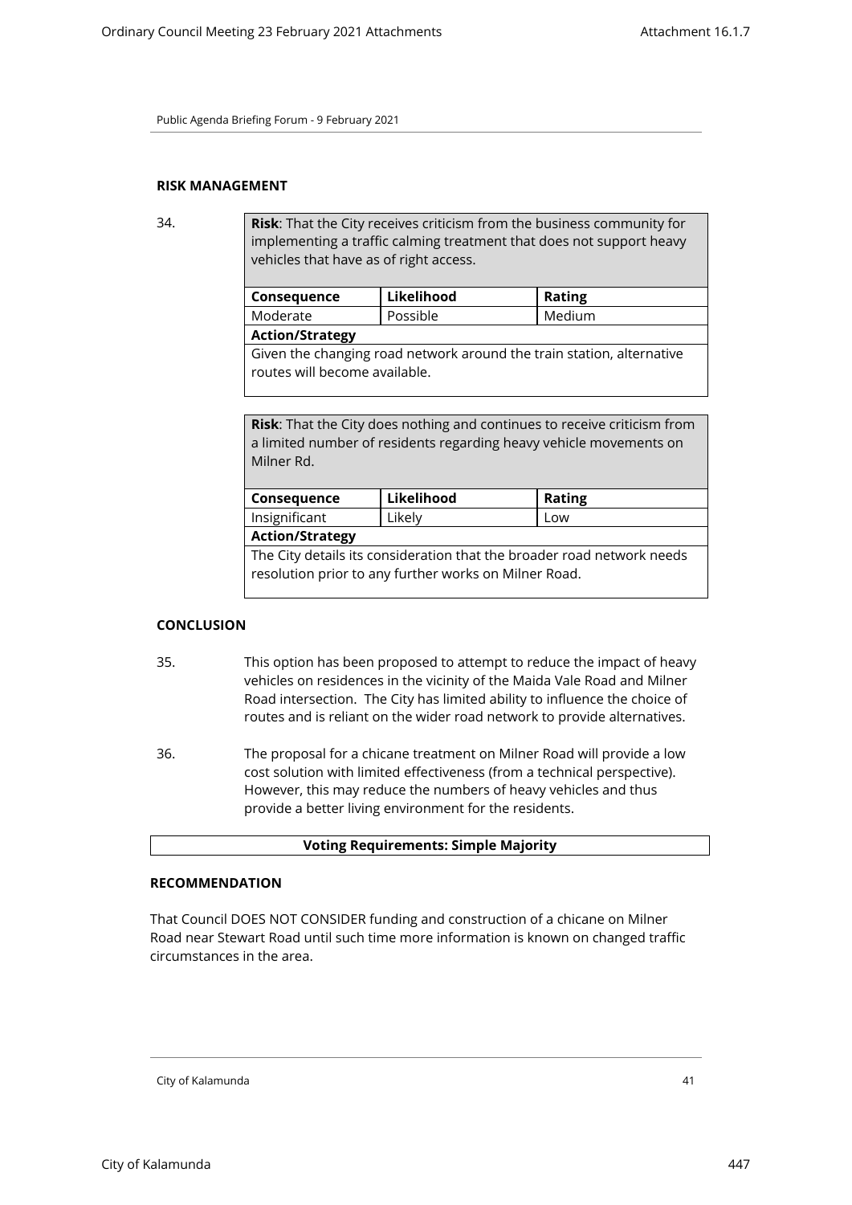## RISK MANAGEMENT

34.

| **Risk**: That the City receives criticism from the business community for implementing a traffic calming treatment that does not support heavy vehicles that have as of right access. | | |
|---|---|---|
| **Consequence** | **Likelihood** | **Rating** |
| Moderate | Possible | Medium |
| **Action/Strategy** | | |
| Given the changing road network around the train station, alternative routes will become available. | | |

| **Risk**: That the City does nothing and continues to receive criticism from a limited number of residents regarding heavy vehicle movements on Milner Rd. | | |
|---|---|---|
| **Consequence** | **Likelihood** | **Rating** |
| Insignificant | Likely | Low |
| **Action/Strategy** | | |
| The City details its consideration that the broader road network needs resolution prior to any further works on Milner Road. | | |

## CONCLUSION

35. This option has been proposed to attempt to reduce the impact of heavy vehicles on residences in the vicinity of the Maida Vale Road and Milner Road intersection. The City has limited ability to influence the choice of routes and is reliant on the wider road network to provide alternatives.

36. The proposal for a chicane treatment on Milner Road will provide a low cost solution with limited effectiveness (from a technical perspective). However, this may reduce the numbers of heavy vehicles and thus provide a better living environment for the residents.

**Voting Requirements: Simple Majority**

## RECOMMENDATION

That Council DOES NOT CONSIDER funding and construction of a chicane on Milner Road near Stewart Road until such time more information is known on changed traffic circumstances in the area.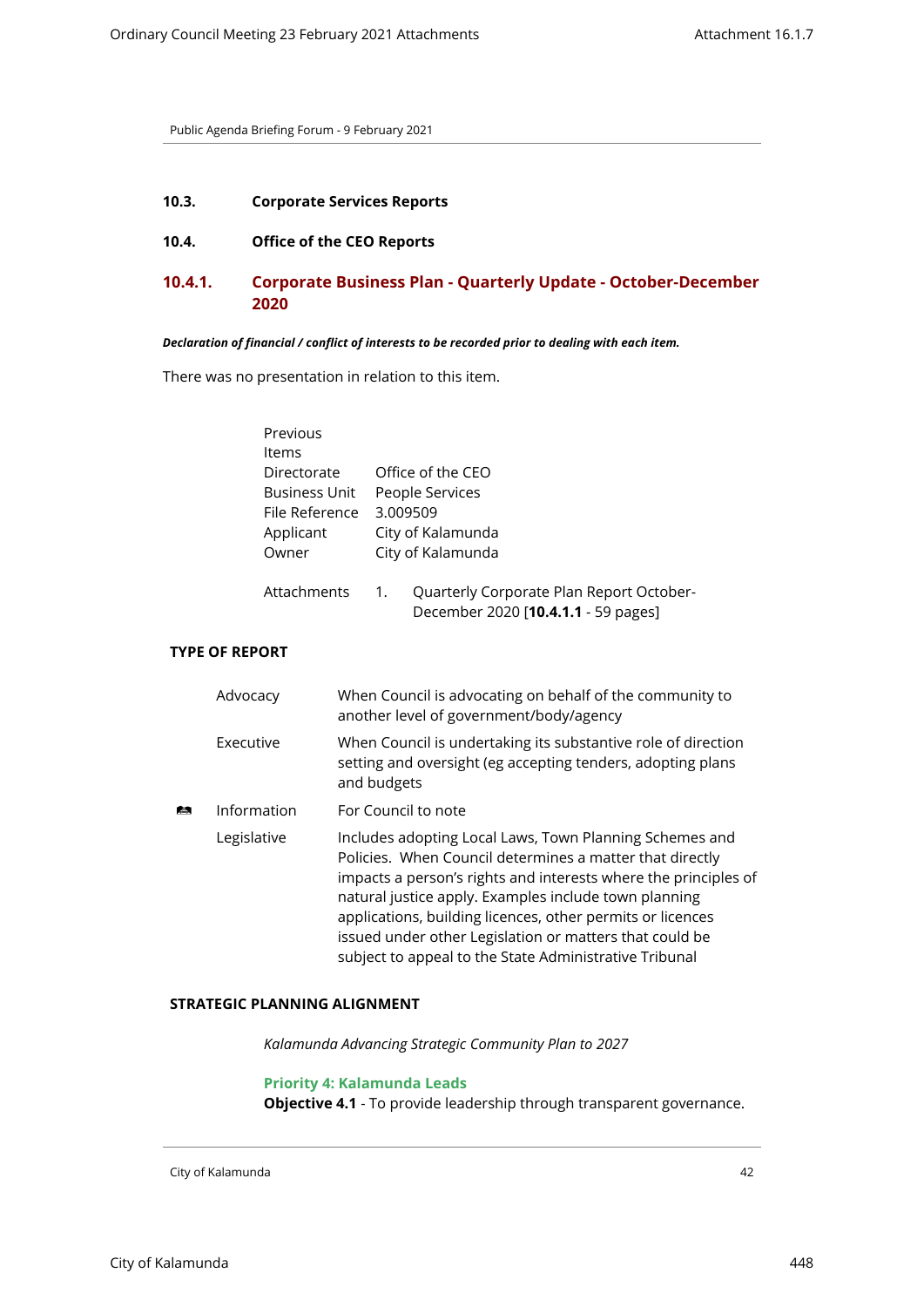Public Agenda Briefing Forum - 9 February 2021

## 10.3. Corporate Services Reports

## 10.4. Office of the CEO Reports

### 10.4.1. Corporate Business Plan - Quarterly Update - October-December 2020

***Declaration of financial / conflict of interests to be recorded prior to dealing with each item.***

There was no presentation in relation to this item.

| | |
|---|---|
| Previous Items | |
| Directorate | Office of the CEO |
| Business Unit | People Services |
| File Reference | 3.009509 |
| Applicant | City of Kalamunda |
| Owner | City of Kalamunda |
| Attachments | 1. Quarterly Corporate Plan Report October-December 2020 [**10.4.1.1** - 59 pages] |

**TYPE OF REPORT**

| | | |
|---|---|---|
| | Advocacy | When Council is advocating on behalf of the community to another level of government/body/agency |
| | Executive | When Council is undertaking its substantive role of direction setting and oversight (eg accepting tenders, adopting plans and budgets |
| ✓ | Information | For Council to note |
| | Legislative | Includes adopting Local Laws, Town Planning Schemes and Policies. When Council determines a matter that directly impacts a person's rights and interests where the principles of natural justice apply. Examples include town planning applications, building licences, other permits or licences issued under other Legislation or matters that could be subject to appeal to the State Administrative Tribunal |

**STRATEGIC PLANNING ALIGNMENT**

*Kalamunda Advancing Strategic Community Plan to 2027*

**Priority 4: Kalamunda Leads**
**Objective 4.1** - To provide leadership through transparent governance.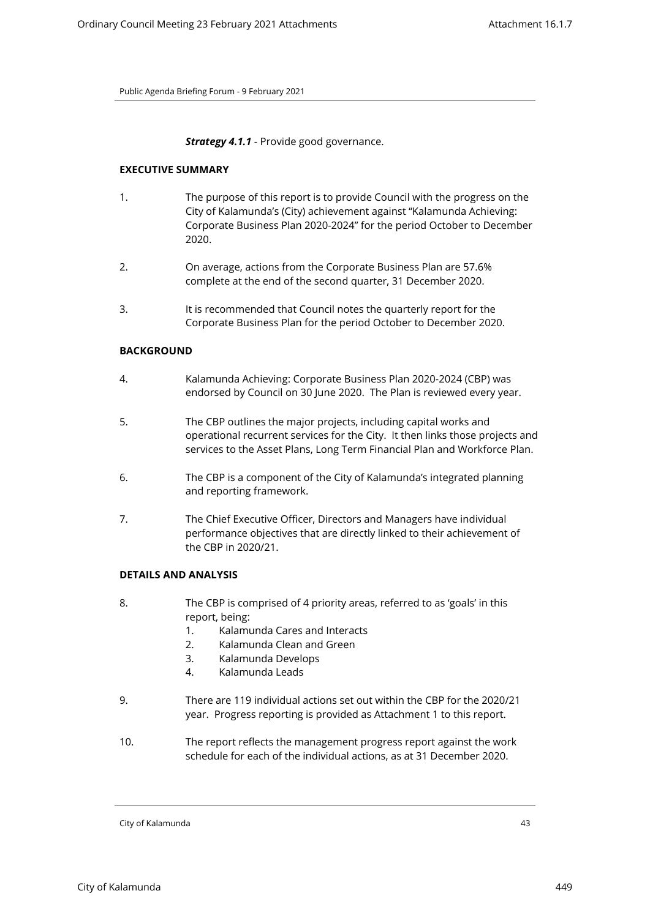***Strategy 4.1.1*** - Provide good governance.

## EXECUTIVE SUMMARY

1. The purpose of this report is to provide Council with the progress on the City of Kalamunda's (City) achievement against "Kalamunda Achieving: Corporate Business Plan 2020-2024" for the period October to December 2020.

2. On average, actions from the Corporate Business Plan are 57.6% complete at the end of the second quarter, 31 December 2020.

3. It is recommended that Council notes the quarterly report for the Corporate Business Plan for the period October to December 2020.

## BACKGROUND

4. Kalamunda Achieving: Corporate Business Plan 2020-2024 (CBP) was endorsed by Council on 30 June 2020. The Plan is reviewed every year.

5. The CBP outlines the major projects, including capital works and operational recurrent services for the City. It then links those projects and services to the Asset Plans, Long Term Financial Plan and Workforce Plan.

6. The CBP is a component of the City of Kalamunda's integrated planning and reporting framework.

7. The Chief Executive Officer, Directors and Managers have individual performance objectives that are directly linked to their achievement of the CBP in 2020/21.

## DETAILS AND ANALYSIS

8. The CBP is comprised of 4 priority areas, referred to as 'goals' in this report, being:
   1. Kalamunda Cares and Interacts
   2. Kalamunda Clean and Green
   3. Kalamunda Develops
   4. Kalamunda Leads

9. There are 119 individual actions set out within the CBP for the 2020/21 year. Progress reporting is provided as Attachment 1 to this report.

10. The report reflects the management progress report against the work schedule for each of the individual actions, as at 31 December 2020.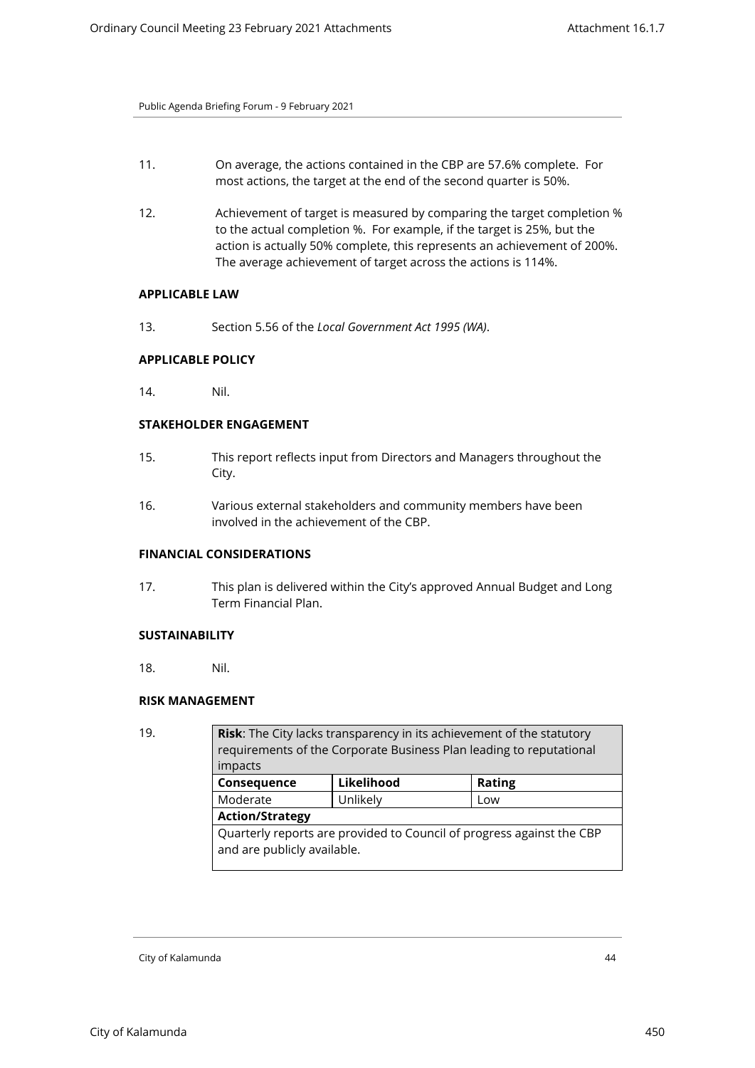11. On average, the actions contained in the CBP are 57.6% complete. For most actions, the target at the end of the second quarter is 50%.

12. Achievement of target is measured by comparing the target completion % to the actual completion %. For example, if the target is 25%, but the action is actually 50% complete, this represents an achievement of 200%. The average achievement of target across the actions is 114%.

**APPLICABLE LAW**

13. Section 5.56 of the *Local Government Act 1995 (WA)*.

**APPLICABLE POLICY**

14. Nil.

**STAKEHOLDER ENGAGEMENT**

15. This report reflects input from Directors and Managers throughout the City.

16. Various external stakeholders and community members have been involved in the achievement of the CBP.

**FINANCIAL CONSIDERATIONS**

17. This plan is delivered within the City's approved Annual Budget and Long Term Financial Plan.

**SUSTAINABILITY**

18. Nil.

**RISK MANAGEMENT**

19.

| **Risk**: The City lacks transparency in its achievement of the statutory requirements of the Corporate Business Plan leading to reputational impacts | | |
|---|---|---|
| **Consequence** | **Likelihood** | **Rating** |
| Moderate | Unlikely | Low |
| **Action/Strategy** | | |
| Quarterly reports are provided to Council of progress against the CBP and are publicly available. | | |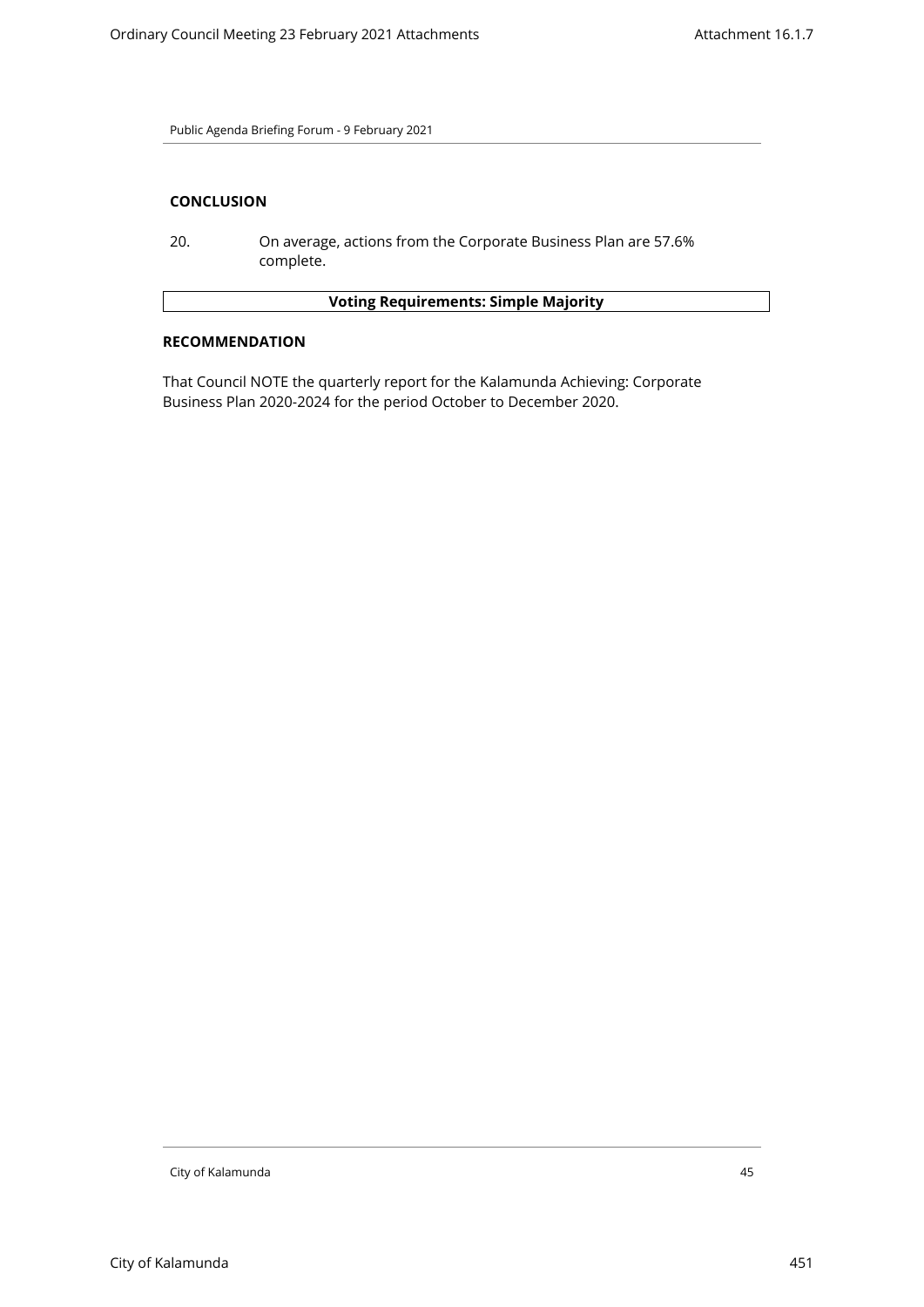## CONCLUSION

20. On average, actions from the Corporate Business Plan are 57.6% complete.

| **Voting Requirements: Simple Majority** |
| --- |

## RECOMMENDATION

That Council NOTE the quarterly report for the Kalamunda Achieving: Corporate Business Plan 2020-2024 for the period October to December 2020.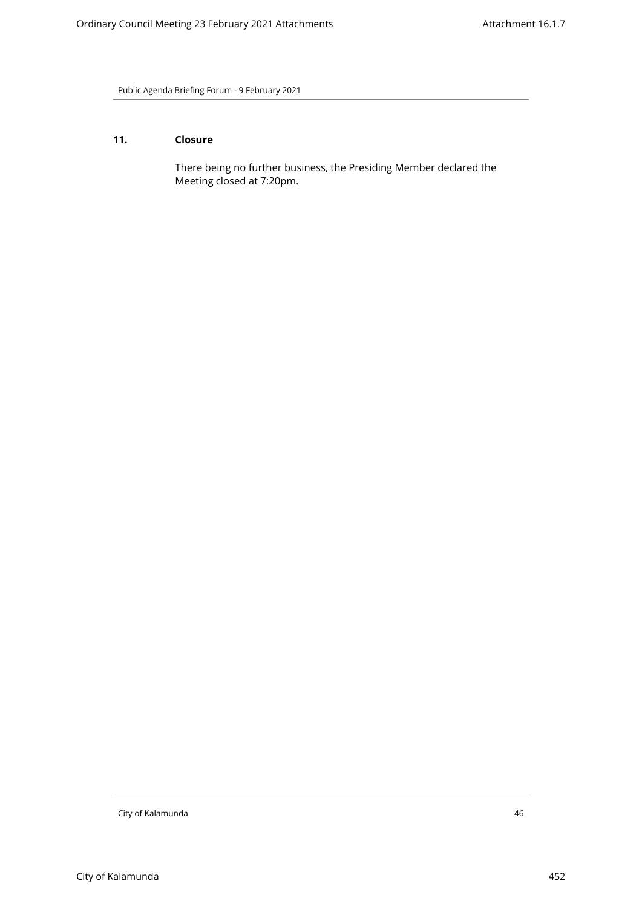## 11. Closure

There being no further business, the Presiding Member declared the Meeting closed at 7:20pm.